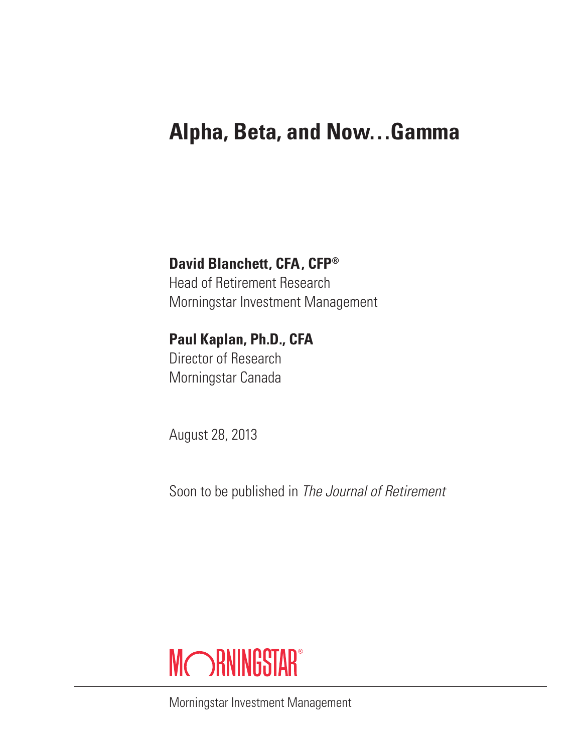# Alpha, Beta, and Now…Gamma

**David Blanchett, CFA, CFP®**
Head of Retirement Research
Morningstar Investment Management

**Paul Kaplan, Ph.D., CFA**
Director of Research
Morningstar Canada

August 28, 2013

Soon to be published in *The Journal of Retirement*

MORNINGSTAR®

Morningstar Investment Management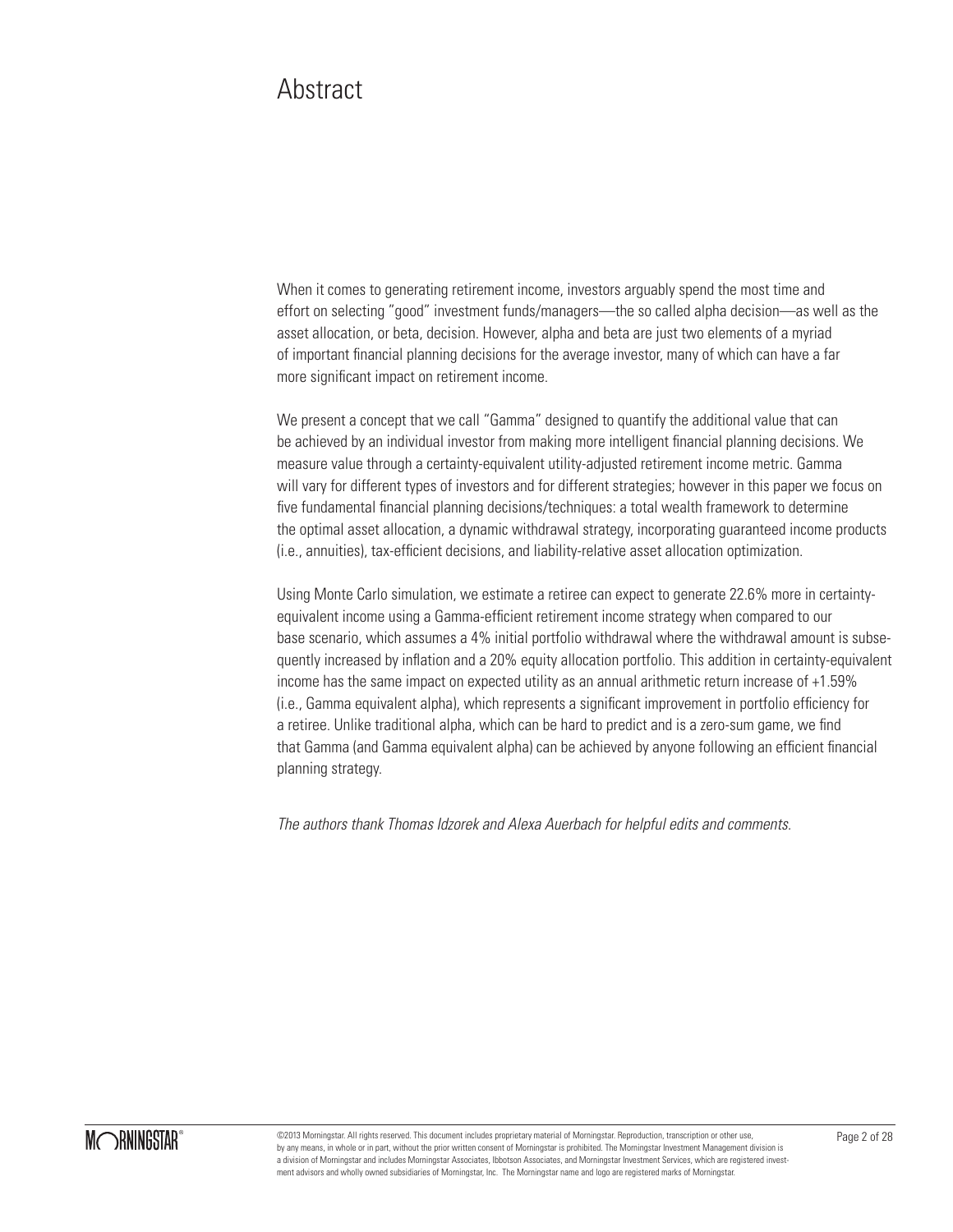# Abstract

When it comes to generating retirement income, investors arguably spend the most time and effort on selecting "good" investment funds/managers—the so called alpha decision—as well as the asset allocation, or beta, decision. However, alpha and beta are just two elements of a myriad of important financial planning decisions for the average investor, many of which can have a far more significant impact on retirement income.

We present a concept that we call "Gamma" designed to quantify the additional value that can be achieved by an individual investor from making more intelligent financial planning decisions. We measure value through a certainty-equivalent utility-adjusted retirement income metric. Gamma will vary for different types of investors and for different strategies; however in this paper we focus on five fundamental financial planning decisions/techniques: a total wealth framework to determine the optimal asset allocation, a dynamic withdrawal strategy, incorporating guaranteed income products (i.e., annuities), tax-efficient decisions, and liability-relative asset allocation optimization.

Using Monte Carlo simulation, we estimate a retiree can expect to generate 22.6% more in certainty-equivalent income using a Gamma-efficient retirement income strategy when compared to our base scenario, which assumes a 4% initial portfolio withdrawal where the withdrawal amount is subsequently increased by inflation and a 20% equity allocation portfolio. This addition in certainty-equivalent income has the same impact on expected utility as an annual arithmetic return increase of +1.59% (i.e., Gamma equivalent alpha), which represents a significant improvement in portfolio efficiency for a retiree. Unlike traditional alpha, which can be hard to predict and is a zero-sum game, we find that Gamma (and Gamma equivalent alpha) can be achieved by anyone following an efficient financial planning strategy.

*The authors thank Thomas Idzorek and Alexa Auerbach for helpful edits and comments.*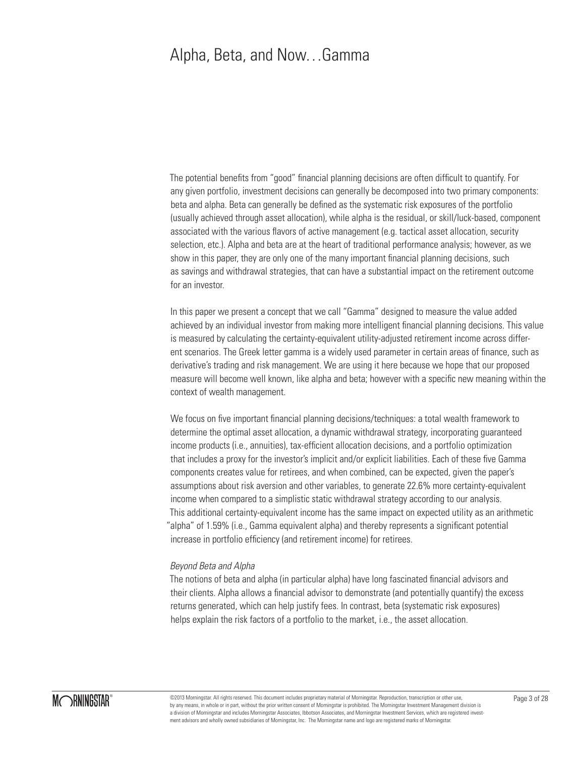# Alpha, Beta, and Now…Gamma

The potential benefits from "good" financial planning decisions are often difficult to quantify. For any given portfolio, investment decisions can generally be decomposed into two primary components: beta and alpha. Beta can generally be defined as the systematic risk exposures of the portfolio (usually achieved through asset allocation), while alpha is the residual, or skill/luck-based, component associated with the various flavors of active management (e.g. tactical asset allocation, security selection, etc.). Alpha and beta are at the heart of traditional performance analysis; however, as we show in this paper, they are only one of the many important financial planning decisions, such as savings and withdrawal strategies, that can have a substantial impact on the retirement outcome for an investor.

In this paper we present a concept that we call "Gamma" designed to measure the value added achieved by an individual investor from making more intelligent financial planning decisions. This value is measured by calculating the certainty-equivalent utility-adjusted retirement income across different scenarios. The Greek letter gamma is a widely used parameter in certain areas of finance, such as derivative's trading and risk management. We are using it here because we hope that our proposed measure will become well known, like alpha and beta; however with a specific new meaning within the context of wealth management.

We focus on five important financial planning decisions/techniques: a total wealth framework to determine the optimal asset allocation, a dynamic withdrawal strategy, incorporating guaranteed income products (i.e., annuities), tax-efficient allocation decisions, and a portfolio optimization that includes a proxy for the investor's implicit and/or explicit liabilities. Each of these five Gamma components creates value for retirees, and when combined, can be expected, given the paper's assumptions about risk aversion and other variables, to generate 22.6% more certainty-equivalent income when compared to a simplistic static withdrawal strategy according to our analysis. This additional certainty-equivalent income has the same impact on expected utility as an arithmetic "alpha" of 1.59% (i.e., Gamma equivalent alpha) and thereby represents a significant potential increase in portfolio efficiency (and retirement income) for retirees.

*Beyond Beta and Alpha*

The notions of beta and alpha (in particular alpha) have long fascinated financial advisors and their clients. Alpha allows a financial advisor to demonstrate (and potentially quantify) the excess returns generated, which can help justify fees. In contrast, beta (systematic risk exposures) helps explain the risk factors of a portfolio to the market, i.e., the asset allocation.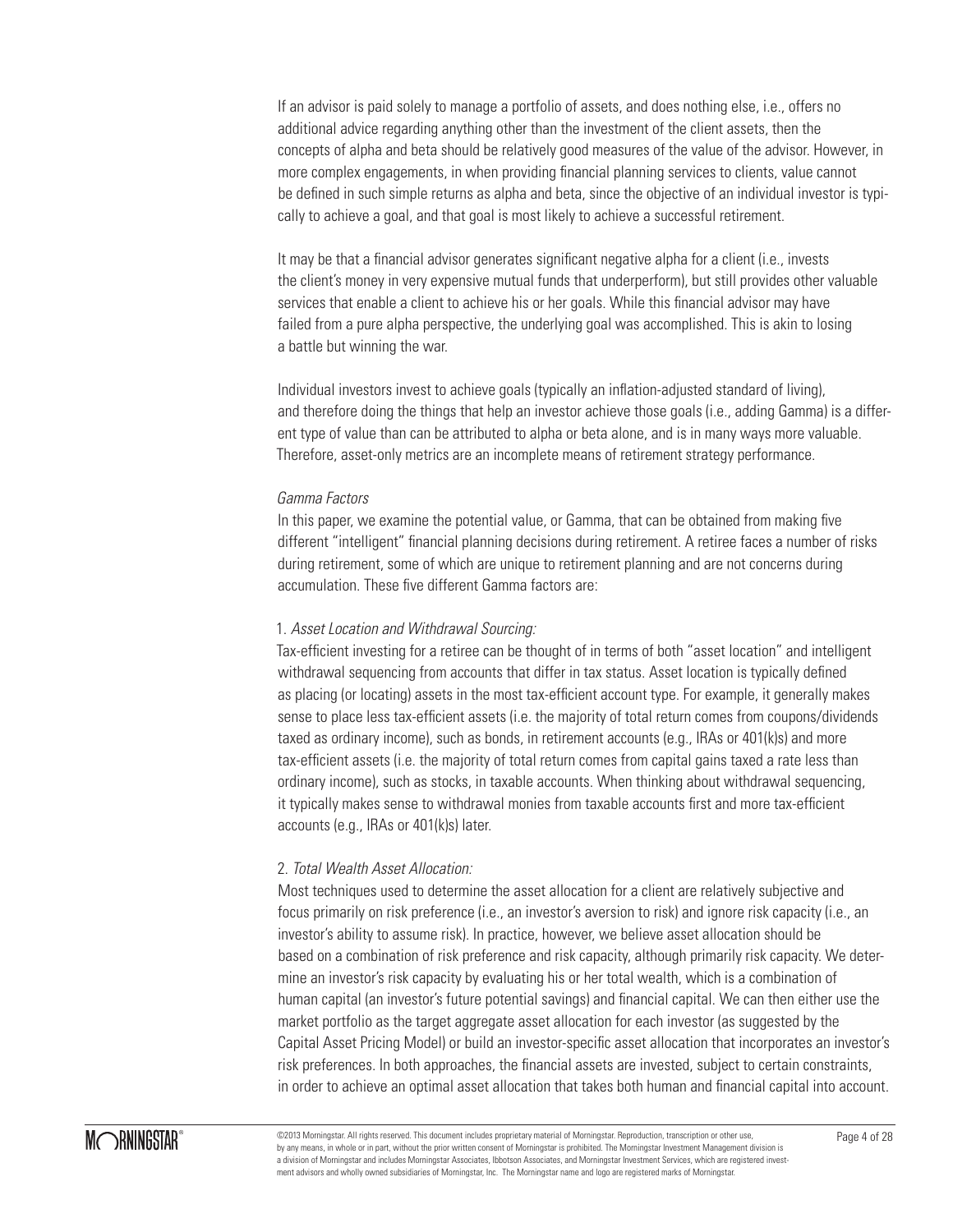If an advisor is paid solely to manage a portfolio of assets, and does nothing else, i.e., offers no additional advice regarding anything other than the investment of the client assets, then the concepts of alpha and beta should be relatively good measures of the value of the advisor. However, in more complex engagements, in when providing financial planning services to clients, value cannot be defined in such simple returns as alpha and beta, since the objective of an individual investor is typically to achieve a goal, and that goal is most likely to achieve a successful retirement.

It may be that a financial advisor generates significant negative alpha for a client (i.e., invests the client's money in very expensive mutual funds that underperform), but still provides other valuable services that enable a client to achieve his or her goals. While this financial advisor may have failed from a pure alpha perspective, the underlying goal was accomplished. This is akin to losing a battle but winning the war.

Individual investors invest to achieve goals (typically an inflation-adjusted standard of living), and therefore doing the things that help an investor achieve those goals (i.e., adding Gamma) is a different type of value than can be attributed to alpha or beta alone, and is in many ways more valuable. Therefore, asset-only metrics are an incomplete means of retirement strategy performance.

*Gamma Factors*

In this paper, we examine the potential value, or Gamma, that can be obtained from making five different "intelligent" financial planning decisions during retirement. A retiree faces a number of risks during retirement, some of which are unique to retirement planning and are not concerns during accumulation. These five different Gamma factors are:

1. *Asset Location and Withdrawal Sourcing:*

Tax-efficient investing for a retiree can be thought of in terms of both "asset location" and intelligent withdrawal sequencing from accounts that differ in tax status. Asset location is typically defined as placing (or locating) assets in the most tax-efficient account type. For example, it generally makes sense to place less tax-efficient assets (i.e. the majority of total return comes from coupons/dividends taxed as ordinary income), such as bonds, in retirement accounts (e.g., IRAs or 401(k)s) and more tax-efficient assets (i.e. the majority of total return comes from capital gains taxed a rate less than ordinary income), such as stocks, in taxable accounts. When thinking about withdrawal sequencing, it typically makes sense to withdrawal monies from taxable accounts first and more tax-efficient accounts (e.g., IRAs or 401(k)s) later.

2. *Total Wealth Asset Allocation:*

Most techniques used to determine the asset allocation for a client are relatively subjective and focus primarily on risk preference (i.e., an investor's aversion to risk) and ignore risk capacity (i.e., an investor's ability to assume risk). In practice, however, we believe asset allocation should be based on a combination of risk preference and risk capacity, although primarily risk capacity. We determine an investor's risk capacity by evaluating his or her total wealth, which is a combination of human capital (an investor's future potential savings) and financial capital. We can then either use the market portfolio as the target aggregate asset allocation for each investor (as suggested by the Capital Asset Pricing Model) or build an investor-specific asset allocation that incorporates an investor's risk preferences. In both approaches, the financial assets are invested, subject to certain constraints, in order to achieve an optimal asset allocation that takes both human and financial capital into account.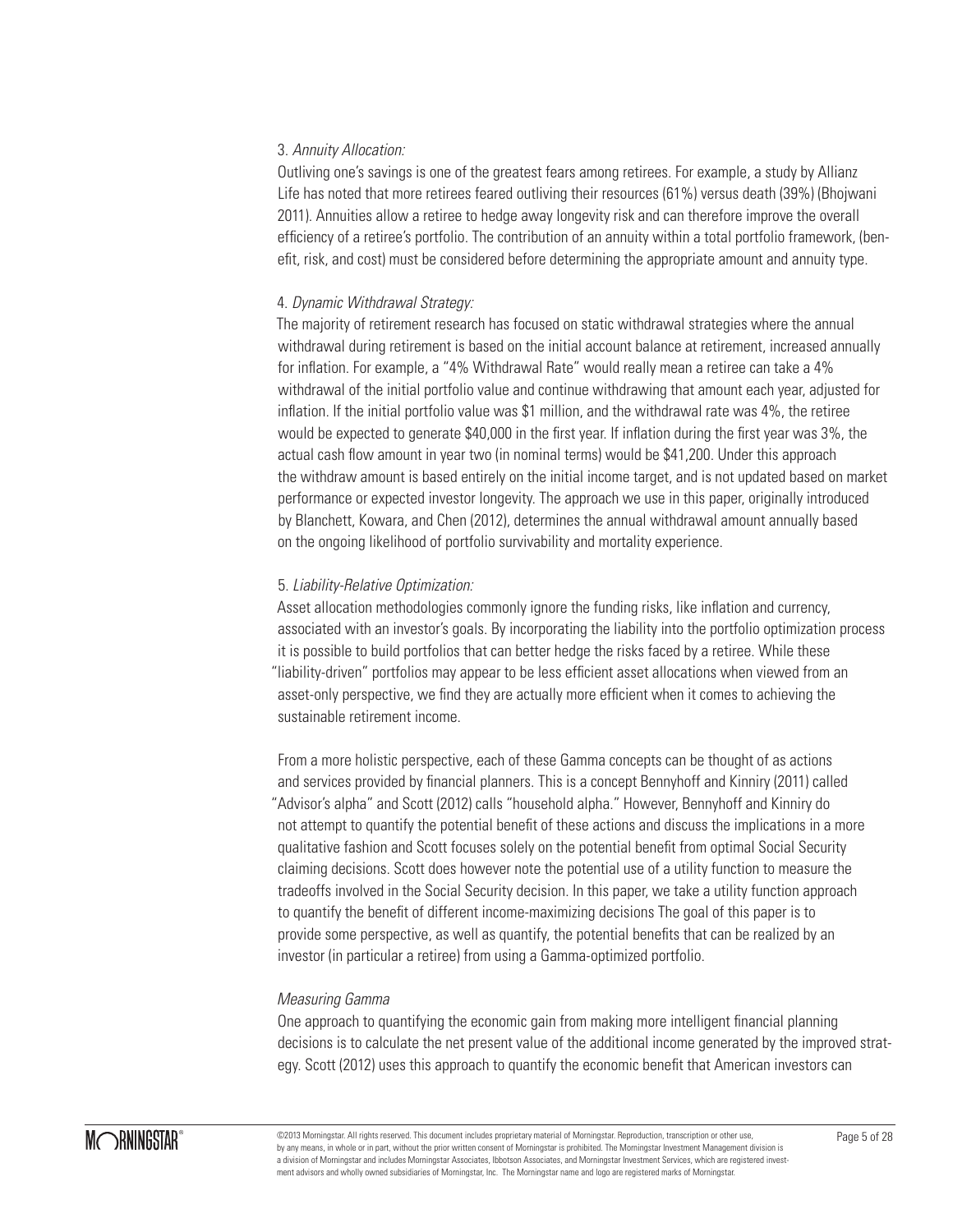3. *Annuity Allocation:*

Outliving one's savings is one of the greatest fears among retirees. For example, a study by Allianz Life has noted that more retirees feared outliving their resources (61%) versus death (39%) (Bhojwani 2011). Annuities allow a retiree to hedge away longevity risk and can therefore improve the overall efficiency of a retiree's portfolio. The contribution of an annuity within a total portfolio framework, (benefit, risk, and cost) must be considered before determining the appropriate amount and annuity type.

4. *Dynamic Withdrawal Strategy:*

The majority of retirement research has focused on static withdrawal strategies where the annual withdrawal during retirement is based on the initial account balance at retirement, increased annually for inflation. For example, a "4% Withdrawal Rate" would really mean a retiree can take a 4% withdrawal of the initial portfolio value and continue withdrawing that amount each year, adjusted for inflation. If the initial portfolio value was $1 million, and the withdrawal rate was 4%, the retiree would be expected to generate $40,000 in the first year. If inflation during the first year was 3%, the actual cash flow amount in year two (in nominal terms) would be $41,200. Under this approach the withdraw amount is based entirely on the initial income target, and is not updated based on market performance or expected investor longevity. The approach we use in this paper, originally introduced by Blanchett, Kowara, and Chen (2012), determines the annual withdrawal amount annually based on the ongoing likelihood of portfolio survivability and mortality experience.

5. *Liability-Relative Optimization:*

Asset allocation methodologies commonly ignore the funding risks, like inflation and currency, associated with an investor's goals. By incorporating the liability into the portfolio optimization process it is possible to build portfolios that can better hedge the risks faced by a retiree. While these "liability-driven" portfolios may appear to be less efficient asset allocations when viewed from an asset-only perspective, we find they are actually more efficient when it comes to achieving the sustainable retirement income.

From a more holistic perspective, each of these Gamma concepts can be thought of as actions and services provided by financial planners. This is a concept Bennyhoff and Kinniry (2011) called "Advisor's alpha" and Scott (2012) calls "household alpha." However, Bennyhoff and Kinniry do not attempt to quantify the potential benefit of these actions and discuss the implications in a more qualitative fashion and Scott focuses solely on the potential benefit from optimal Social Security claiming decisions. Scott does however note the potential use of a utility function to measure the tradeoffs involved in the Social Security decision. In this paper, we take a utility function approach to quantify the benefit of different income-maximizing decisions The goal of this paper is to provide some perspective, as well as quantify, the potential benefits that can be realized by an investor (in particular a retiree) from using a Gamma-optimized portfolio.

*Measuring Gamma*

One approach to quantifying the economic gain from making more intelligent financial planning decisions is to calculate the net present value of the additional income generated by the improved strategy. Scott (2012) uses this approach to quantify the economic benefit that American investors can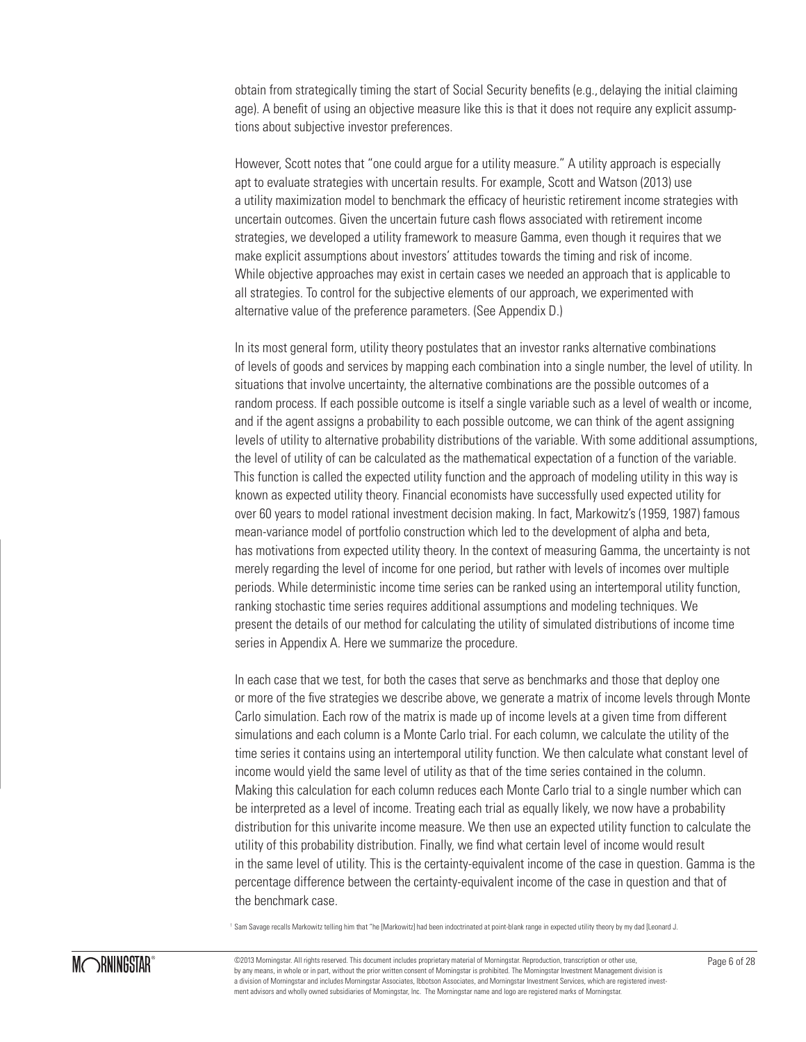obtain from strategically timing the start of Social Security benefits (e.g., delaying the initial claiming age). A benefit of using an objective measure like this is that it does not require any explicit assumptions about subjective investor preferences.

However, Scott notes that "one could argue for a utility measure." A utility approach is especially apt to evaluate strategies with uncertain results. For example, Scott and Watson (2013) use a utility maximization model to benchmark the efficacy of heuristic retirement income strategies with uncertain outcomes. Given the uncertain future cash flows associated with retirement income strategies, we developed a utility framework to measure Gamma, even though it requires that we make explicit assumptions about investors' attitudes towards the timing and risk of income. While objective approaches may exist in certain cases we needed an approach that is applicable to all strategies. To control for the subjective elements of our approach, we experimented with alternative value of the preference parameters. (See Appendix D.)

In its most general form, utility theory postulates that an investor ranks alternative combinations of levels of goods and services by mapping each combination into a single number, the level of utility. In situations that involve uncertainty, the alternative combinations are the possible outcomes of a random process. If each possible outcome is itself a single variable such as a level of wealth or income, and if the agent assigns a probability to each possible outcome, we can think of the agent assigning levels of utility to alternative probability distributions of the variable. With some additional assumptions, the level of utility of can be calculated as the mathematical expectation of a function of the variable. This function is called the expected utility function and the approach of modeling utility in this way is known as expected utility theory. Financial economists have successfully used expected utility for over 60 years to model rational investment decision making. In fact, Markowitz's (1959, 1987) famous mean-variance model of portfolio construction which led to the development of alpha and beta, has motivations from expected utility theory. In the context of measuring Gamma, the uncertainty is not merely regarding the level of income for one period, but rather with levels of incomes over multiple periods. While deterministic income time series can be ranked using an intertemporal utility function, ranking stochastic time series requires additional assumptions and modeling techniques. We present the details of our method for calculating the utility of simulated distributions of income time series in Appendix A. Here we summarize the procedure.

In each case that we test, for both the cases that serve as benchmarks and those that deploy one or more of the five strategies we describe above, we generate a matrix of income levels through Monte Carlo simulation. Each row of the matrix is made up of income levels at a given time from different simulations and each column is a Monte Carlo trial. For each column, we calculate the utility of the time series it contains using an intertemporal utility function. We then calculate what constant level of income would yield the same level of utility as that of the time series contained in the column. Making this calculation for each column reduces each Monte Carlo trial to a single number which can be interpreted as a level of income. Treating each trial as equally likely, we now have a probability distribution for this univarite income measure. We then use an expected utility function to calculate the utility of this probability distribution. Finally, we find what certain level of income would result in the same level of utility. This is the certainty-equivalent income of the case in question. Gamma is the percentage difference between the certainty-equivalent income of the case in question and that of the benchmark case.

[1] Sam Savage recalls Markowitz telling him that "he [Markowitz] had been indoctrinated at point-blank range in expected utility theory by my dad [Leonard J.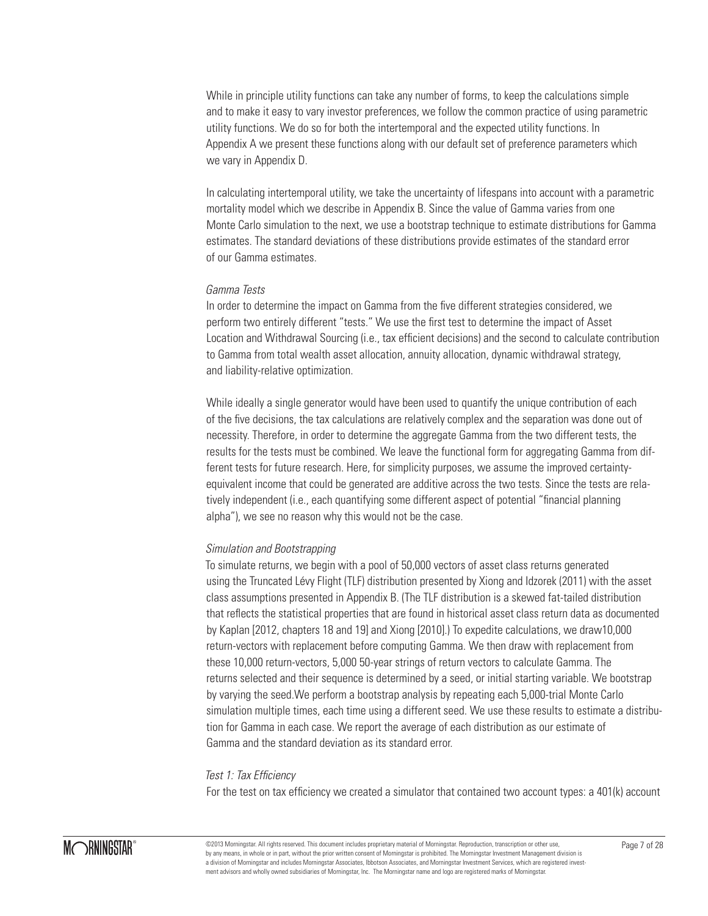While in principle utility functions can take any number of forms, to keep the calculations simple and to make it easy to vary investor preferences, we follow the common practice of using parametric utility functions. We do so for both the intertemporal and the expected utility functions. In Appendix A we present these functions along with our default set of preference parameters which we vary in Appendix D.

In calculating intertemporal utility, we take the uncertainty of lifespans into account with a parametric mortality model which we describe in Appendix B. Since the value of Gamma varies from one Monte Carlo simulation to the next, we use a bootstrap technique to estimate distributions for Gamma estimates. The standard deviations of these distributions provide estimates of the standard error of our Gamma estimates.

*Gamma Tests*

In order to determine the impact on Gamma from the five different strategies considered, we perform two entirely different "tests." We use the first test to determine the impact of Asset Location and Withdrawal Sourcing (i.e., tax efficient decisions) and the second to calculate contribution to Gamma from total wealth asset allocation, annuity allocation, dynamic withdrawal strategy, and liability-relative optimization.

While ideally a single generator would have been used to quantify the unique contribution of each of the five decisions, the tax calculations are relatively complex and the separation was done out of necessity. Therefore, in order to determine the aggregate Gamma from the two different tests, the results for the tests must be combined. We leave the functional form for aggregating Gamma from different tests for future research. Here, for simplicity purposes, we assume the improved certainty-equivalent income that could be generated are additive across the two tests. Since the tests are relatively independent (i.e., each quantifying some different aspect of potential "financial planning alpha"), we see no reason why this would not be the case.

*Simulation and Bootstrapping*

To simulate returns, we begin with a pool of 50,000 vectors of asset class returns generated using the Truncated Lévy Flight (TLF) distribution presented by Xiong and Idzorek (2011) with the asset class assumptions presented in Appendix B. (The TLF distribution is a skewed fat-tailed distribution that reflects the statistical properties that are found in historical asset class return data as documented by Kaplan [2012, chapters 18 and 19] and Xiong [2010].) To expedite calculations, we draw10,000 return-vectors with replacement before computing Gamma. We then draw with replacement from these 10,000 return-vectors, 5,000 50-year strings of return vectors to calculate Gamma. The returns selected and their sequence is determined by a seed, or initial starting variable. We bootstrap by varying the seed.We perform a bootstrap analysis by repeating each 5,000-trial Monte Carlo simulation multiple times, each time using a different seed. We use these results to estimate a distribution for Gamma in each case. We report the average of each distribution as our estimate of Gamma and the standard deviation as its standard error.

*Test 1: Tax Efficiency*

For the test on tax efficiency we created a simulator that contained two account types: a 401(k) account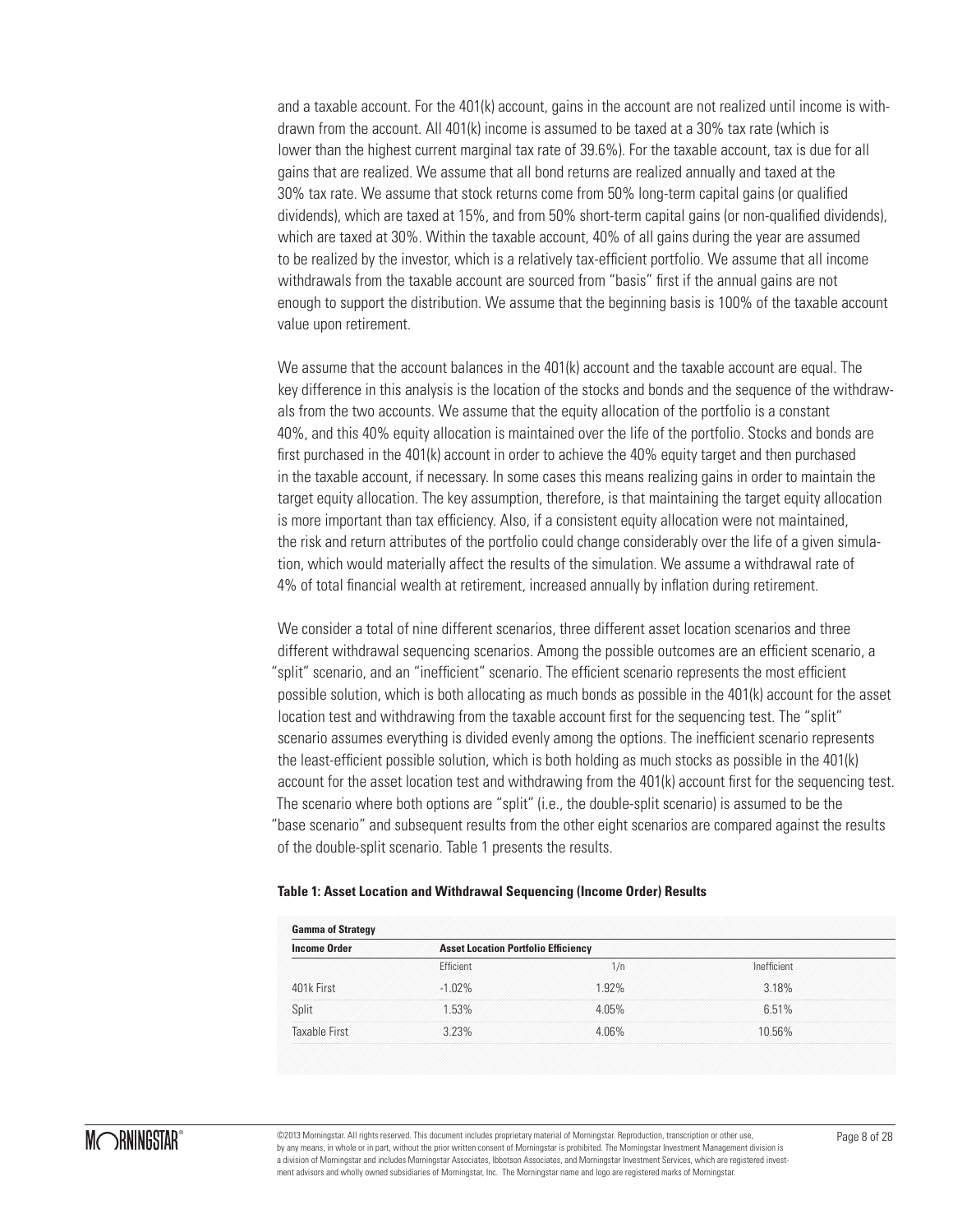and a taxable account. For the 401(k) account, gains in the account are not realized until income is withdrawn from the account. All 401(k) income is assumed to be taxed at a 30% tax rate (which is lower than the highest current marginal tax rate of 39.6%). For the taxable account, tax is due for all gains that are realized. We assume that all bond returns are realized annually and taxed at the 30% tax rate. We assume that stock returns come from 50% long-term capital gains (or qualified dividends), which are taxed at 15%, and from 50% short-term capital gains (or non-qualified dividends), which are taxed at 30%. Within the taxable account, 40% of all gains during the year are assumed to be realized by the investor, which is a relatively tax-efficient portfolio. We assume that all income withdrawals from the taxable account are sourced from "basis" first if the annual gains are not enough to support the distribution. We assume that the beginning basis is 100% of the taxable account value upon retirement.

We assume that the account balances in the 401(k) account and the taxable account are equal. The key difference in this analysis is the location of the stocks and bonds and the sequence of the withdrawals from the two accounts. We assume that the equity allocation of the portfolio is a constant 40%, and this 40% equity allocation is maintained over the life of the portfolio. Stocks and bonds are first purchased in the 401(k) account in order to achieve the 40% equity target and then purchased in the taxable account, if necessary. In some cases this means realizing gains in order to maintain the target equity allocation. The key assumption, therefore, is that maintaining the target equity allocation is more important than tax efficiency. Also, if a consistent equity allocation were not maintained, the risk and return attributes of the portfolio could change considerably over the life of a given simulation, which would materially affect the results of the simulation. We assume a withdrawal rate of 4% of total financial wealth at retirement, increased annually by inflation during retirement.

We consider a total of nine different scenarios, three different asset location scenarios and three different withdrawal sequencing scenarios. Among the possible outcomes are an efficient scenario, a "split" scenario, and an "inefficient" scenario. The efficient scenario represents the most efficient possible solution, which is both allocating as much bonds as possible in the 401(k) account for the asset location test and withdrawing from the taxable account first for the sequencing test. The "split" scenario assumes everything is divided evenly among the options. The inefficient scenario represents the least-efficient possible solution, which is both holding as much stocks as possible in the 401(k) account for the asset location test and withdrawing from the 401(k) account first for the sequencing test. The scenario where both options are "split" (i.e., the double-split scenario) is assumed to be the "base scenario" and subsequent results from the other eight scenarios are compared against the results of the double-split scenario. Table 1 presents the results.

**Table 1: Asset Location and Withdrawal Sequencing (Income Order) Results**

| **Gamma of Strategy** | | | |
|---|---|---|---|
| **Income Order** | **Asset Location Portfolio Efficiency** | | |
| | Efficient | 1/n | Inefficient |
| 401k First | -1.02% | 1.92% | 3.18% |
| Split | 1.53% | 4.05% | 6.51% |
| Taxable First | 3.23% | 4.06% | 10.56% |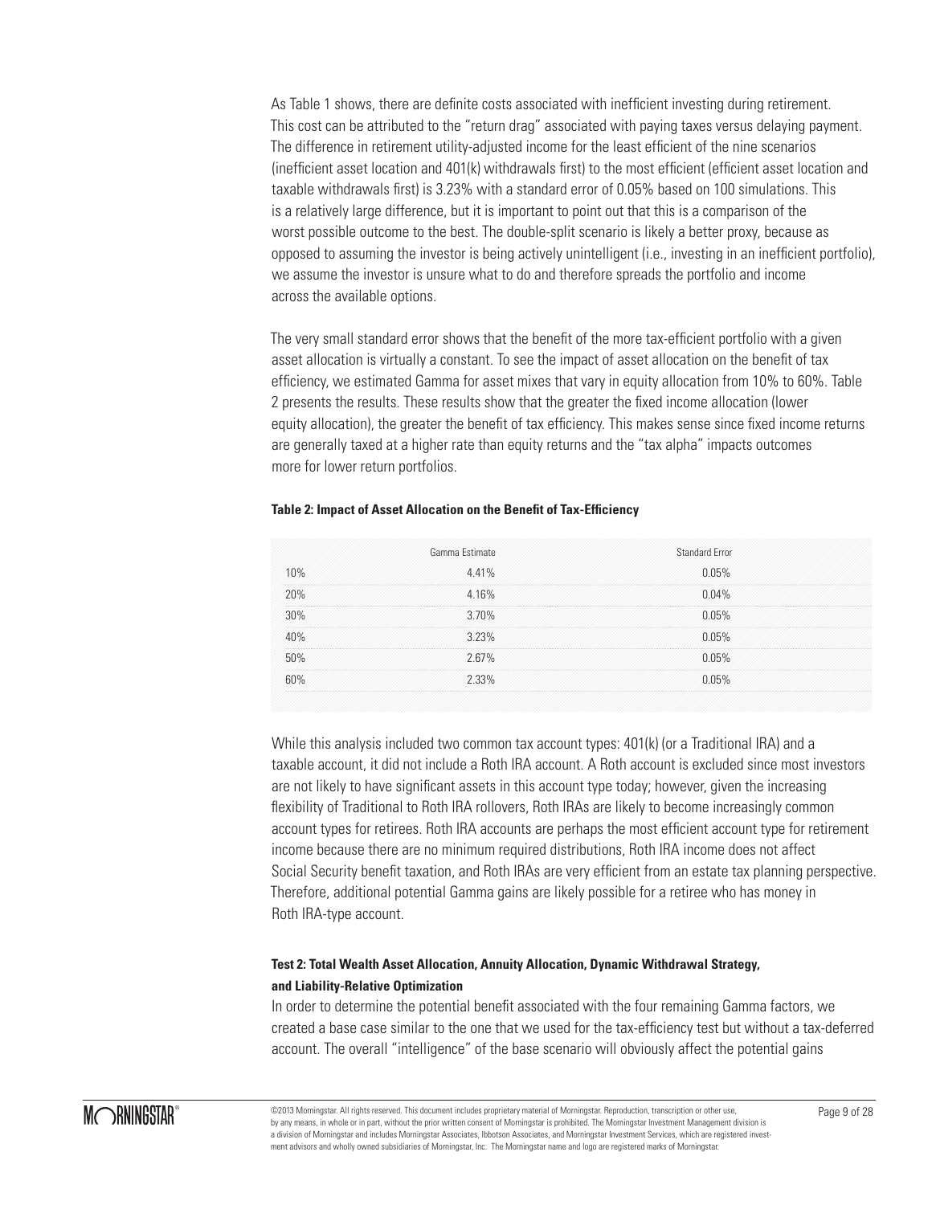As Table 1 shows, there are definite costs associated with inefficient investing during retirement. This cost can be attributed to the "return drag" associated with paying taxes versus delaying payment. The difference in retirement utility-adjusted income for the least efficient of the nine scenarios (inefficient asset location and 401(k) withdrawals first) to the most efficient (efficient asset location and taxable withdrawals first) is 3.23% with a standard error of 0.05% based on 100 simulations. This is a relatively large difference, but it is important to point out that this is a comparison of the worst possible outcome to the best. The double-split scenario is likely a better proxy, because as opposed to assuming the investor is being actively unintelligent (i.e., investing in an inefficient portfolio), we assume the investor is unsure what to do and therefore spreads the portfolio and income across the available options.

The very small standard error shows that the benefit of the more tax-efficient portfolio with a given asset allocation is virtually a constant. To see the impact of asset allocation on the benefit of tax efficiency, we estimated Gamma for asset mixes that vary in equity allocation from 10% to 60%. Table 2 presents the results. These results show that the greater the fixed income allocation (lower equity allocation), the greater the benefit of tax efficiency. This makes sense since fixed income returns are generally taxed at a higher rate than equity returns and the "tax alpha" impacts outcomes more for lower return portfolios.

**Table 2: Impact of Asset Allocation on the Benefit of Tax-Efficiency**

| | Gamma Estimate | Standard Error |
|---|---|---|
| 10% | 4.41% | 0.05% |
| 20% | 4.16% | 0.04% |
| 30% | 3.70% | 0.05% |
| 40% | 3.23% | 0.05% |
| 50% | 2.67% | 0.05% |
| 60% | 2.33% | 0.05% |

While this analysis included two common tax account types: 401(k) (or a Traditional IRA) and a taxable account, it did not include a Roth IRA account. A Roth account is excluded since most investors are not likely to have significant assets in this account type today; however, given the increasing flexibility of Traditional to Roth IRA rollovers, Roth IRAs are likely to become increasingly common account types for retirees. Roth IRA accounts are perhaps the most efficient account type for retirement income because there are no minimum required distributions, Roth IRA income does not affect Social Security benefit taxation, and Roth IRAs are very efficient from an estate tax planning perspective. Therefore, additional potential Gamma gains are likely possible for a retiree who has money in Roth IRA-type account.

**Test 2: Total Wealth Asset Allocation, Annuity Allocation, Dynamic Withdrawal Strategy, and Liability-Relative Optimization**

In order to determine the potential benefit associated with the four remaining Gamma factors, we created a base case similar to the one that we used for the tax-efficiency test but without a tax-deferred account. The overall "intelligence" of the base scenario will obviously affect the potential gains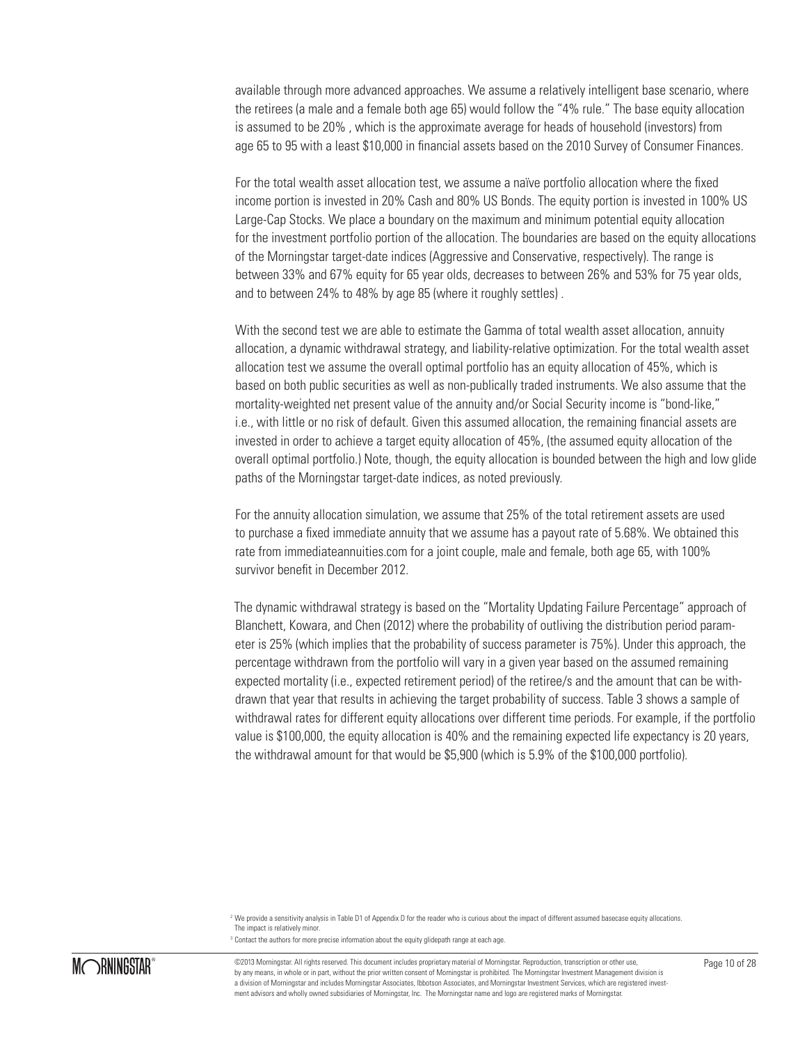available through more advanced approaches. We assume a relatively intelligent base scenario, where the retirees (a male and a female both age 65) would follow the "4% rule." The base equity allocation is assumed to be 20% , which is the approximate average for heads of household (investors) from age 65 to 95 with a least $10,000 in financial assets based on the 2010 Survey of Consumer Finances.

For the total wealth asset allocation test, we assume a naïve portfolio allocation where the fixed income portion is invested in 20% Cash and 80% US Bonds. The equity portion is invested in 100% US Large-Cap Stocks. We place a boundary on the maximum and minimum potential equity allocation for the investment portfolio portion of the allocation. The boundaries are based on the equity allocations of the Morningstar target-date indices (Aggressive and Conservative, respectively). The range is between 33% and 67% equity for 65 year olds, decreases to between 26% and 53% for 75 year olds, and to between 24% to 48% by age 85 (where it roughly settles) .

With the second test we are able to estimate the Gamma of total wealth asset allocation, annuity allocation, a dynamic withdrawal strategy, and liability-relative optimization. For the total wealth asset allocation test we assume the overall optimal portfolio has an equity allocation of 45%, which is based on both public securities as well as non-publically traded instruments. We also assume that the mortality-weighted net present value of the annuity and/or Social Security income is "bond-like," i.e., with little or no risk of default. Given this assumed allocation, the remaining financial assets are invested in order to achieve a target equity allocation of 45%, (the assumed equity allocation of the overall optimal portfolio.) Note, though, the equity allocation is bounded between the high and low glide paths of the Morningstar target-date indices, as noted previously.

For the annuity allocation simulation, we assume that 25% of the total retirement assets are used to purchase a fixed immediate annuity that we assume has a payout rate of 5.68%. We obtained this rate from immediateannuities.com for a joint couple, male and female, both age 65, with 100% survivor benefit in December 2012.

The dynamic withdrawal strategy is based on the "Mortality Updating Failure Percentage" approach of Blanchett, Kowara, and Chen (2012) where the probability of outliving the distribution period parameter is 25% (which implies that the probability of success parameter is 75%). Under this approach, the percentage withdrawn from the portfolio will vary in a given year based on the assumed remaining expected mortality (i.e., expected retirement period) of the retiree/s and the amount that can be withdrawn that year that results in achieving the target probability of success. Table 3 shows a sample of withdrawal rates for different equity allocations over different time periods. For example, if the portfolio value is $100,000, the equity allocation is 40% and the remaining expected life expectancy is 20 years, the withdrawal amount for that would be $5,900 (which is 5.9% of the $100,000 portfolio).

[2] We provide a sensitivity analysis in Table D1 of Appendix D for the reader who is curious about the impact of different assumed basecase equity allocations. The impact is relatively minor.

[3] Contact the authors for more precise information about the equity glidepath range at each age.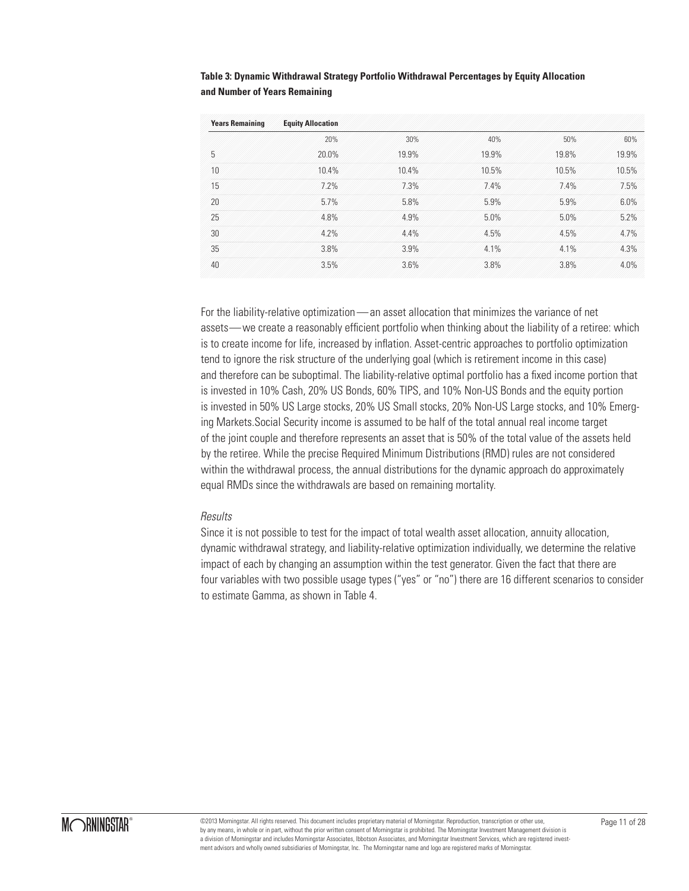**Table 3: Dynamic Withdrawal Strategy Portfolio Withdrawal Percentages by Equity Allocation and Number of Years Remaining**

| Years Remaining | Equity Allocation | | | | |
|---|---|---|---|---|---|
| | 20% | 30% | 40% | 50% | 60% |
| 5 | 20.0% | 19.9% | 19.9% | 19.8% | 19.9% |
| 10 | 10.4% | 10.4% | 10.5% | 10.5% | 10.5% |
| 15 | 7.2% | 7.3% | 7.4% | 7.4% | 7.5% |
| 20 | 5.7% | 5.8% | 5.9% | 5.9% | 6.0% |
| 25 | 4.8% | 4.9% | 5.0% | 5.0% | 5.2% |
| 30 | 4.2% | 4.4% | 4.5% | 4.5% | 4.7% |
| 35 | 3.8% | 3.9% | 4.1% | 4.1% | 4.3% |
| 40 | 3.5% | 3.6% | 3.8% | 3.8% | 4.0% |

For the liability-relative optimization—an asset allocation that minimizes the variance of net assets—we create a reasonably efficient portfolio when thinking about the liability of a retiree: which is to create income for life, increased by inflation. Asset-centric approaches to portfolio optimization tend to ignore the risk structure of the underlying goal (which is retirement income in this case) and therefore can be suboptimal. The liability-relative optimal portfolio has a fixed income portion that is invested in 10% Cash, 20% US Bonds, 60% TIPS, and 10% Non-US Bonds and the equity portion is invested in 50% US Large stocks, 20% US Small stocks, 20% Non-US Large stocks, and 10% Emerging Markets.Social Security income is assumed to be half of the total annual real income target of the joint couple and therefore represents an asset that is 50% of the total value of the assets held by the retiree. While the precise Required Minimum Distributions (RMD) rules are not considered within the withdrawal process, the annual distributions for the dynamic approach do approximately equal RMDs since the withdrawals are based on remaining mortality.

*Results*

Since it is not possible to test for the impact of total wealth asset allocation, annuity allocation, dynamic withdrawal strategy, and liability-relative optimization individually, we determine the relative impact of each by changing an assumption within the test generator. Given the fact that there are four variables with two possible usage types ("yes" or "no") there are 16 different scenarios to consider to estimate Gamma, as shown in Table 4.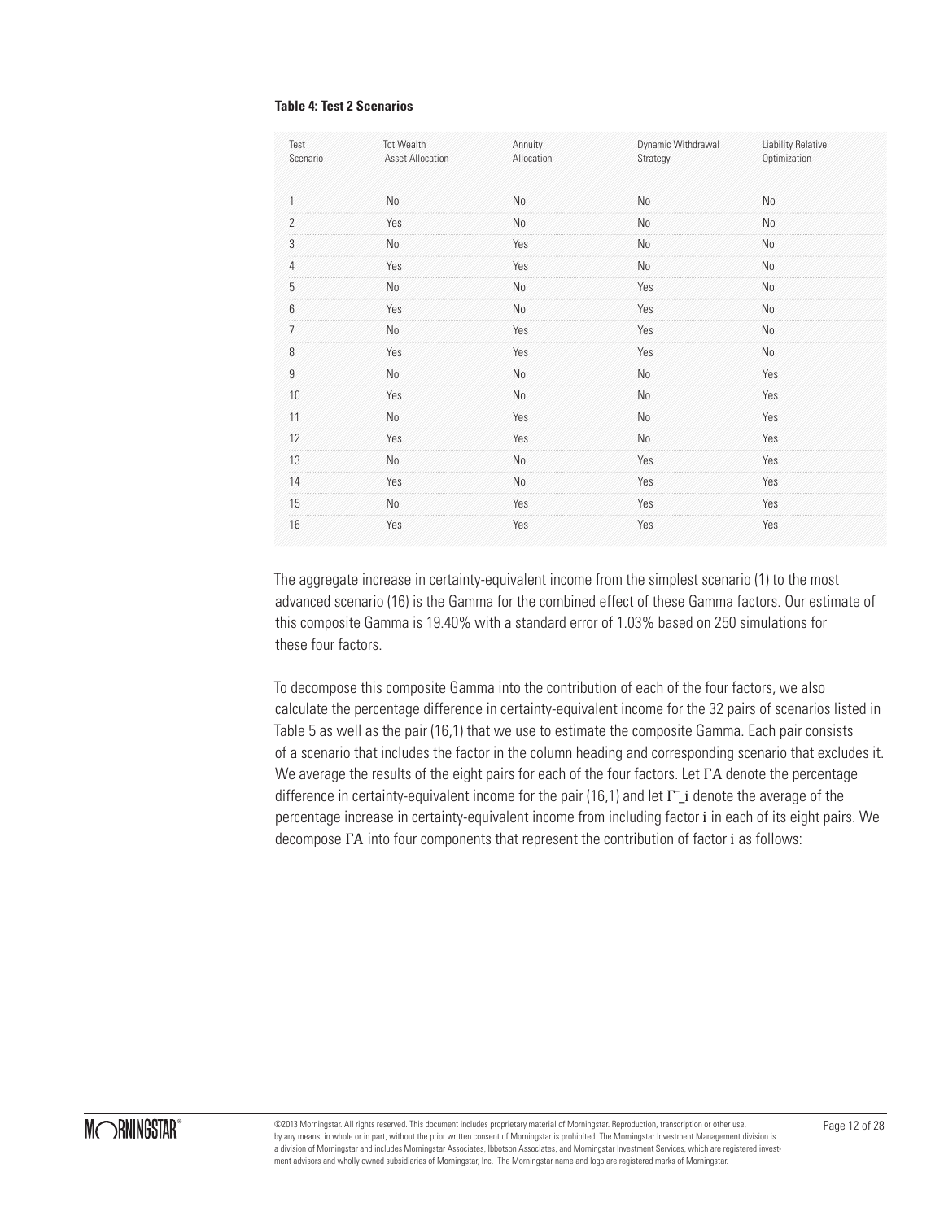**Table 4: Test 2 Scenarios**

| Test Scenario | Tot Wealth Asset Allocation | Annuity Allocation | Dynamic Withdrawal Strategy | Liability Relative Optimization |
|---|---|---|---|---|
| 1 | No | No | No | No |
| 2 | Yes | No | No | No |
| 3 | No | Yes | No | No |
| 4 | Yes | Yes | No | No |
| 5 | No | No | Yes | No |
| 6 | Yes | No | Yes | No |
| 7 | No | Yes | Yes | No |
| 8 | Yes | Yes | Yes | No |
| 9 | No | No | No | Yes |
| 10 | Yes | No | No | Yes |
| 11 | No | Yes | No | Yes |
| 12 | Yes | Yes | No | Yes |
| 13 | No | No | Yes | Yes |
| 14 | Yes | No | Yes | Yes |
| 15 | No | Yes | Yes | Yes |
| 16 | Yes | Yes | Yes | Yes |

The aggregate increase in certainty-equivalent income from the simplest scenario (1) to the most advanced scenario (16) is the Gamma for the combined effect of these Gamma factors. Our estimate of this composite Gamma is 19.40% with a standard error of 1.03% based on 250 simulations for these four factors.

To decompose this composite Gamma into the contribution of each of the four factors, we also calculate the percentage difference in certainty-equivalent income for the 32 pairs of scenarios listed in Table 5 as well as the pair (16,1) that we use to estimate the composite Gamma. Each pair consists of a scenario that includes the factor in the column heading and corresponding scenario that excludes it. We average the results of the eight pairs for each of the four factors. Let $\Gamma A$ denote the percentage difference in certainty-equivalent income for the pair (16,1) and let $\bar{\Gamma}_i$ denote the average of the percentage increase in certainty-equivalent income from including factor $i$ in each of its eight pairs. We decompose $\Gamma A$ into four components that represent the contribution of factor $i$ as follows: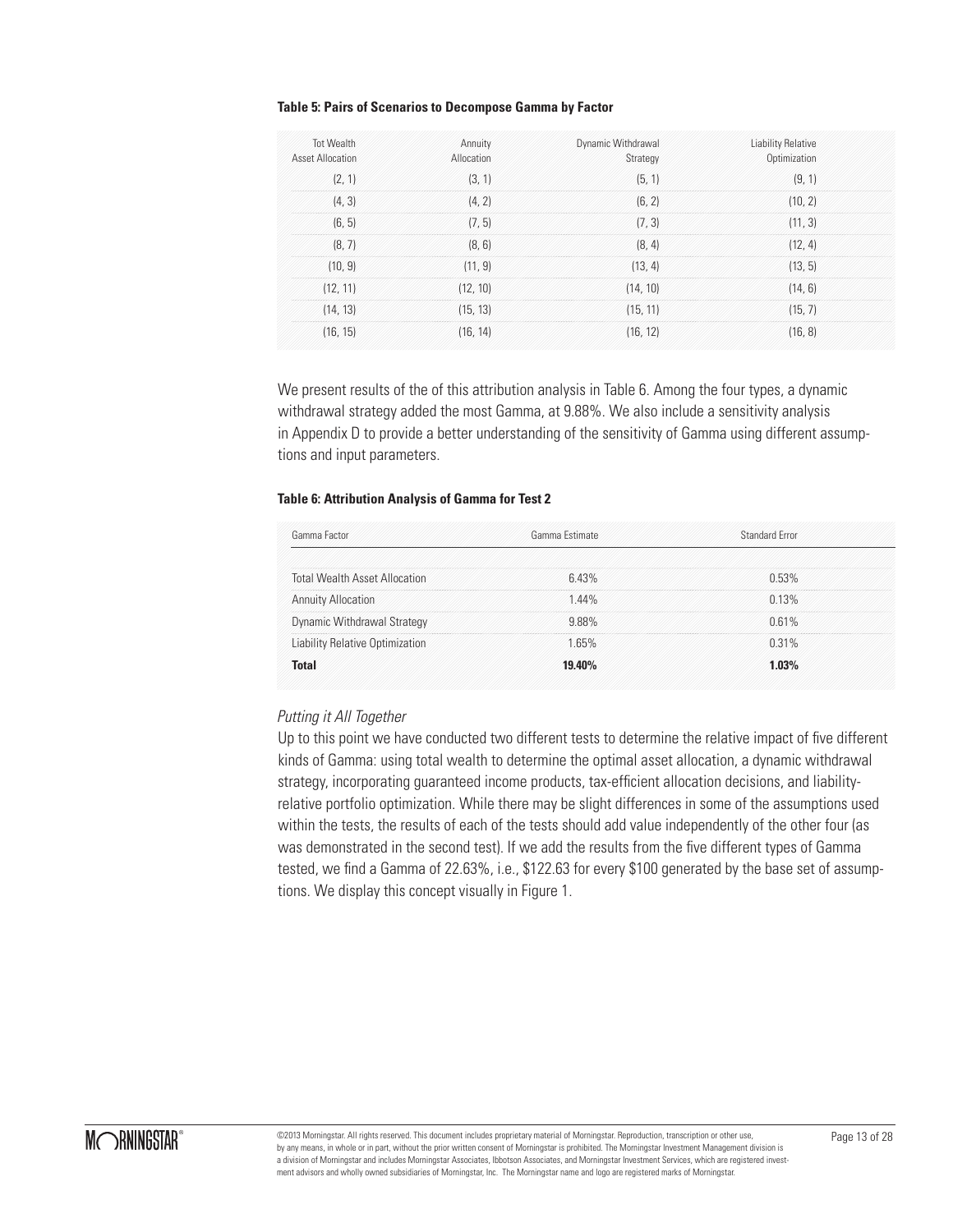**Table 5: Pairs of Scenarios to Decompose Gamma by Factor**

| Tot Wealth Asset Allocation | Annuity Allocation | Dynamic Withdrawal Strategy | Liability Relative Optimization |
|---|---|---|---|
| (2, 1) | (3, 1) | (5, 1) | (9, 1) |
| (4, 3) | (4, 2) | (6, 2) | (10, 2) |
| (6, 5) | (7, 5) | (7, 3) | (11, 3) |
| (8, 7) | (8, 6) | (8, 4) | (12, 4) |
| (10, 9) | (11, 9) | (13, 4) | (13, 5) |
| (12, 11) | (12, 10) | (14, 10) | (14, 6) |
| (14, 13) | (15, 13) | (15, 11) | (15, 7) |
| (16, 15) | (16, 14) | (16, 12) | (16, 8) |

We present results of the of this attribution analysis in Table 6. Among the four types, a dynamic withdrawal strategy added the most Gamma, at 9.88%. We also include a sensitivity analysis in Appendix D to provide a better understanding of the sensitivity of Gamma using different assumptions and input parameters.

**Table 6: Attribution Analysis of Gamma for Test 2**

| Gamma Factor | Gamma Estimate | Standard Error |
|---|---|---|
| Total Wealth Asset Allocation | 6.43% | 0.53% |
| Annuity Allocation | 1.44% | 0.13% |
| Dynamic Withdrawal Strategy | 9.88% | 0.61% |
| Liability Relative Optimization | 1.65% | 0.31% |
| **Total** | **19.40%** | **1.03%** |

*Putting it All Together*

Up to this point we have conducted two different tests to determine the relative impact of five different kinds of Gamma: using total wealth to determine the optimal asset allocation, a dynamic withdrawal strategy, incorporating guaranteed income products, tax-efficient allocation decisions, and liability-relative portfolio optimization. While there may be slight differences in some of the assumptions used within the tests, the results of each of the tests should add value independently of the other four (as was demonstrated in the second test). If we add the results from the five different types of Gamma tested, we find a Gamma of 22.63%, i.e., $122.63 for every $100 generated by the base set of assumptions. We display this concept visually in Figure 1.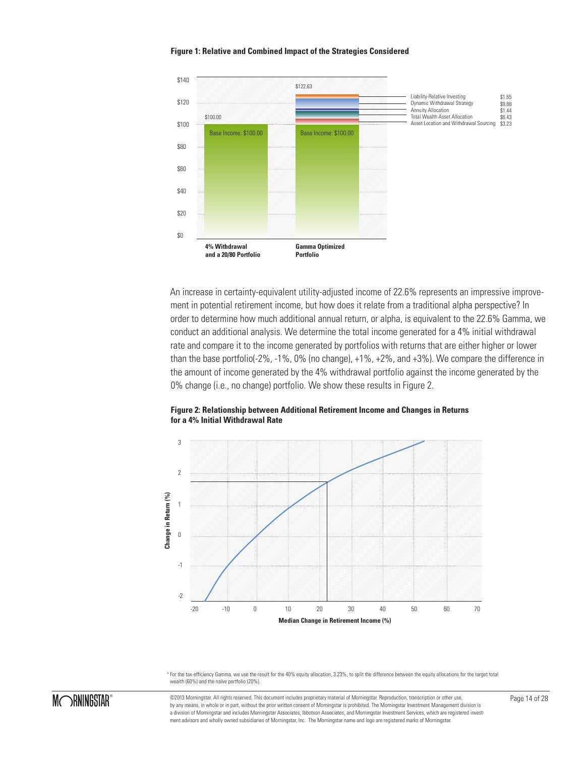**Figure 1: Relative and Combined Impact of the Strategies Considered**

An increase in certainty-equivalent utility-adjusted income of 22.6% represents an impressive improvement in potential retirement income, but how does it relate from a traditional alpha perspective? In order to determine how much additional annual return, or alpha, is equivalent to the 22.6% Gamma, we conduct an additional analysis. We determine the total income generated for a 4% initial withdrawal rate and compare it to the income generated by portfolios with returns that are either higher or lower than the base portfolio(-2%, -1%, 0% (no change), +1%, +2%, and +3%). We compare the difference in the amount of income generated by the 4% withdrawal portfolio against the income generated by the 0% change (i.e., no change) portfolio. We show these results in Figure 2.

**Figure 2: Relationship between Additional Retirement Income and Changes in Returns for a 4% Initial Withdrawal Rate**

[4] For the tax-efficiency Gamma, we use the result for the 40% equity allocation, 3.23%, to split the difference between the equity allocations for the target total wealth (60%) and the naïve portfolio (20%).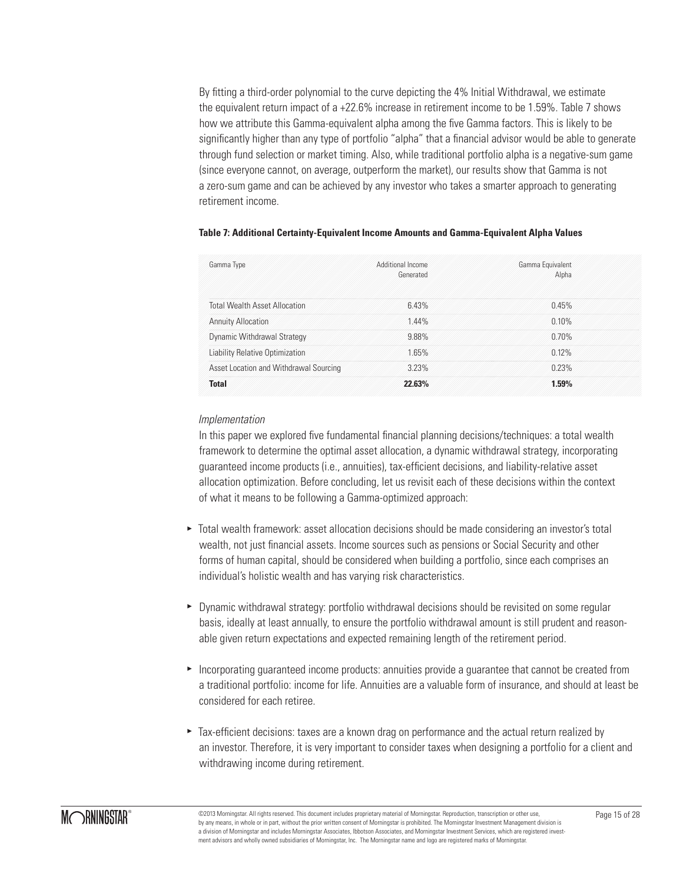By fitting a third-order polynomial to the curve depicting the 4% Initial Withdrawal, we estimate the equivalent return impact of a +22.6% increase in retirement income to be 1.59%. Table 7 shows how we attribute this Gamma-equivalent alpha among the five Gamma factors. This is likely to be significantly higher than any type of portfolio "alpha" that a financial advisor would be able to generate through fund selection or market timing. Also, while traditional portfolio alpha is a negative-sum game (since everyone cannot, on average, outperform the market), our results show that Gamma is not a zero-sum game and can be achieved by any investor who takes a smarter approach to generating retirement income.

**Table 7: Additional Certainty-Equivalent Income Amounts and Gamma-Equivalent Alpha Values**

| Gamma Type | Additional Income Generated | Gamma Equivalent Alpha |
|---|---|---|
| Total Wealth Asset Allocation | 6.43% | 0.45% |
| Annuity Allocation | 1.44% | 0.10% |
| Dynamic Withdrawal Strategy | 9.88% | 0.70% |
| Liability Relative Optimization | 1.65% | 0.12% |
| Asset Location and Withdrawal Sourcing | 3.23% | 0.23% |
| **Total** | **22.63%** | **1.59%** |

*Implementation*

In this paper we explored five fundamental financial planning decisions/techniques: a total wealth framework to determine the optimal asset allocation, a dynamic withdrawal strategy, incorporating guaranteed income products (i.e., annuities), tax-efficient decisions, and liability-relative asset allocation optimization. Before concluding, let us revisit each of these decisions within the context of what it means to be following a Gamma-optimized approach:

- Total wealth framework: asset allocation decisions should be made considering an investor's total wealth, not just financial assets. Income sources such as pensions or Social Security and other forms of human capital, should be considered when building a portfolio, since each comprises an individual's holistic wealth and has varying risk characteristics.

- Dynamic withdrawal strategy: portfolio withdrawal decisions should be revisited on some regular basis, ideally at least annually, to ensure the portfolio withdrawal amount is still prudent and reasonable given return expectations and expected remaining length of the retirement period.

- Incorporating guaranteed income products: annuities provide a guarantee that cannot be created from a traditional portfolio: income for life. Annuities are a valuable form of insurance, and should at least be considered for each retiree.

- Tax-efficient decisions: taxes are a known drag on performance and the actual return realized by an investor. Therefore, it is very important to consider taxes when designing a portfolio for a client and withdrawing income during retirement.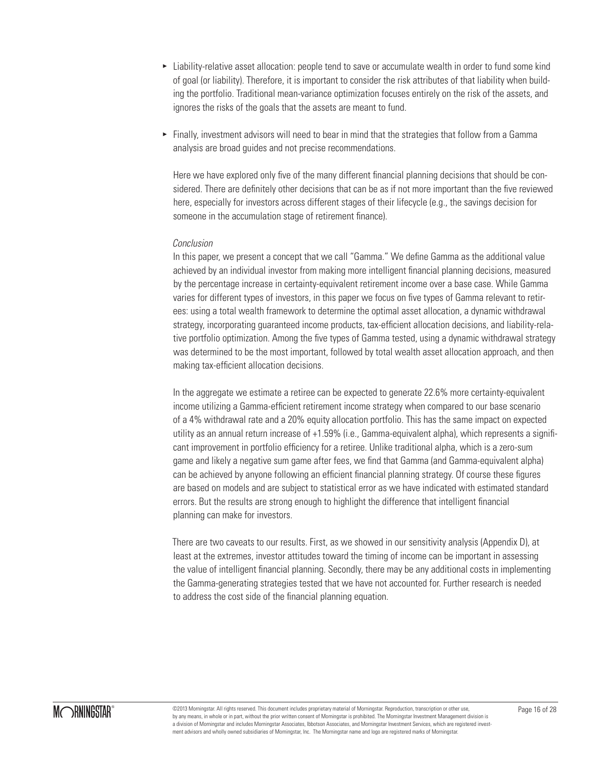- Liability-relative asset allocation: people tend to save or accumulate wealth in order to fund some kind of goal (or liability). Therefore, it is important to consider the risk attributes of that liability when building the portfolio. Traditional mean-variance optimization focuses entirely on the risk of the assets, and ignores the risks of the goals that the assets are meant to fund.

- Finally, investment advisors will need to bear in mind that the strategies that follow from a Gamma analysis are broad guides and not precise recommendations.

  Here we have explored only five of the many different financial planning decisions that should be considered. There are definitely other decisions that can be as if not more important than the five reviewed here, especially for investors across different stages of their lifecycle (e.g., the savings decision for someone in the accumulation stage of retirement finance).

*Conclusion*

In this paper, we present a concept that we call "Gamma." We define Gamma as the additional value achieved by an individual investor from making more intelligent financial planning decisions, measured by the percentage increase in certainty-equivalent retirement income over a base case. While Gamma varies for different types of investors, in this paper we focus on five types of Gamma relevant to retirees: using a total wealth framework to determine the optimal asset allocation, a dynamic withdrawal strategy, incorporating guaranteed income products, tax-efficient allocation decisions, and liability-relative portfolio optimization. Among the five types of Gamma tested, using a dynamic withdrawal strategy was determined to be the most important, followed by total wealth asset allocation approach, and then making tax-efficient allocation decisions.

In the aggregate we estimate a retiree can be expected to generate 22.6% more certainty-equivalent income utilizing a Gamma-efficient retirement income strategy when compared to our base scenario of a 4% withdrawal rate and a 20% equity allocation portfolio. This has the same impact on expected utility as an annual return increase of +1.59% (i.e., Gamma-equivalent alpha), which represents a significant improvement in portfolio efficiency for a retiree. Unlike traditional alpha, which is a zero-sum game and likely a negative sum game after fees, we find that Gamma (and Gamma-equivalent alpha) can be achieved by anyone following an efficient financial planning strategy. Of course these figures are based on models and are subject to statistical error as we have indicated with estimated standard errors. But the results are strong enough to highlight the difference that intelligent financial planning can make for investors.

There are two caveats to our results. First, as we showed in our sensitivity analysis (Appendix D), at least at the extremes, investor attitudes toward the timing of income can be important in assessing the value of intelligent financial planning. Secondly, there may be any additional costs in implementing the Gamma-generating strategies tested that we have not accounted for. Further research is needed to address the cost side of the financial planning equation.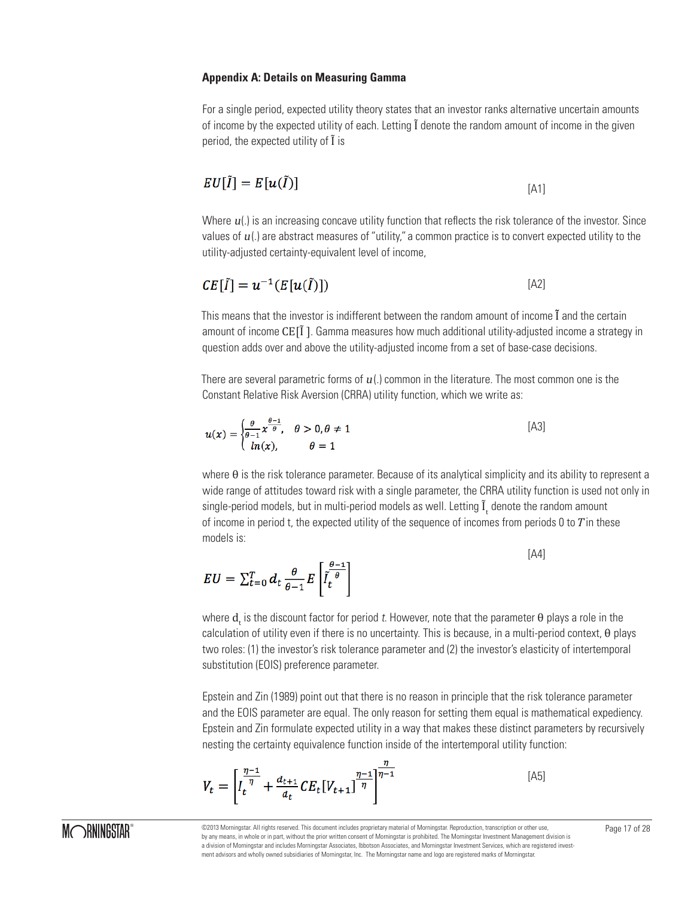## Appendix A: Details on Measuring Gamma

For a single period, expected utility theory states that an investor ranks alternative uncertain amounts of income by the expected utility of each. Letting $\tilde{I}$ denote the random amount of income in the given period, the expected utility of $\tilde{I}$ is

$$EU[\tilde{I}] = E[u(\tilde{I})] \quad \text{[A1]}$$

Where $u(.)$ is an increasing concave utility function that reflects the risk tolerance of the investor. Since values of $u(.)$ are abstract measures of "utility," a common practice is to convert expected utility to the utility-adjusted certainty-equivalent level of income,

$$CE[\tilde{I}] = u^{-1}(E[u(\tilde{I})]) \quad \text{[A2]}$$

This means that the investor is indifferent between the random amount of income $\tilde{I}$ and the certain amount of income $CE[\tilde{I}]$. Gamma measures how much additional utility-adjusted income a strategy in question adds over and above the utility-adjusted income from a set of base-case decisions.

There are several parametric forms of $u(.)$ common in the literature. The most common one is the Constant Relative Risk Aversion (CRRA) utility function, which we write as:

$$u(x) = \begin{cases} \frac{\theta}{\theta-1} x^{\frac{\theta-1}{\theta}}, & \theta > 0, \theta \neq 1 \\ ln(x), & \theta = 1 \end{cases} \quad \text{[A3]}$$

where θ is the risk tolerance parameter. Because of its analytical simplicity and its ability to represent a wide range of attitudes toward risk with a single parameter, the CRRA utility function is used not only in single-period models, but in multi-period models as well. Letting $\tilde{I}_t$ denote the random amount of income in period t, the expected utility of the sequence of incomes from periods 0 to $T$ in these models is:

$$EU = \sum_{t=0}^{T} d_t \frac{\theta}{\theta-1} E\left[\tilde{I}_t^{\frac{\theta-1}{\theta}}\right] \quad \text{[A4]}$$

where $d_t$ is the discount factor for period *t*. However, note that the parameter θ plays a role in the calculation of utility even if there is no uncertainty. This is because, in a multi-period context, θ plays two roles: (1) the investor's risk tolerance parameter and (2) the investor's elasticity of intertemporal substitution (EOIS) preference parameter.

Epstein and Zin (1989) point out that there is no reason in principle that the risk tolerance parameter and the EOIS parameter are equal. The only reason for setting them equal is mathematical expediency. Epstein and Zin formulate expected utility in a way that makes these distinct parameters by recursively nesting the certainty equivalence function inside of the intertemporal utility function:

$$V_t = \left[I_t^{\frac{\eta-1}{\eta}} + \frac{d_{t+1}}{d_t} CE_t[V_{t+1}]^{\frac{\eta-1}{\eta}}\right]^{\frac{\eta}{\eta-1}} \quad \text{[A5]}$$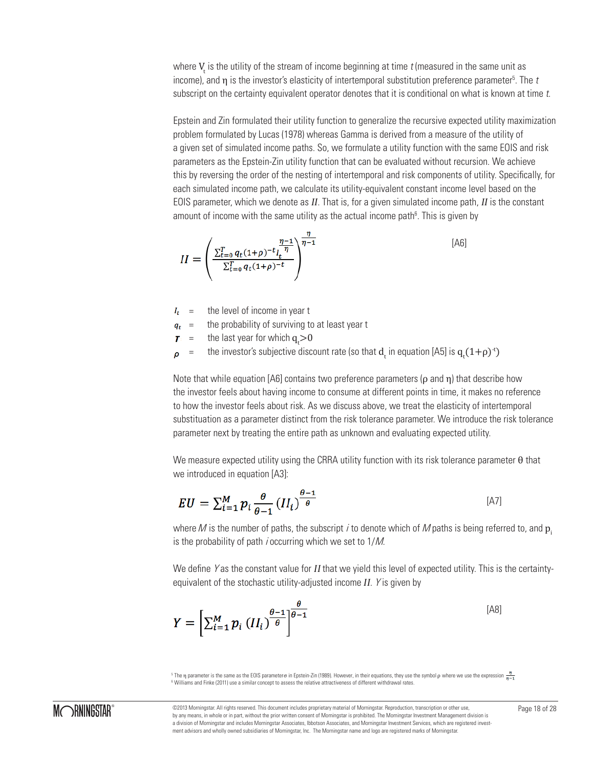where $V_t$ is the utility of the stream of income beginning at time *t* (measured in the same unit as income), and $\eta$ is the investor's elasticity of intertemporal substitution preference parameter[5]. The *t* subscript on the certainty equivalent operator denotes that it is conditional on what is known at time *t*.

Epstein and Zin formulated their utility function to generalize the recursive expected utility maximization problem formulated by Lucas (1978) whereas Gamma is derived from a measure of the utility of a given set of simulated income paths. So, we formulate a utility function with the same EOIS and risk parameters as the Epstein-Zin utility function that can be evaluated without recursion. We achieve this by reversing the order of the nesting of intertemporal and risk components of utility. Specifically, for each simulated income path, we calculate its utility-equivalent constant income level based on the EOIS parameter, which we denote as $II$. That is, for a given simulated income path, $II$ is the constant amount of income with the same utility as the actual income path[6]. This is given by

$$II = \left( \frac{\sum_{t=0}^{T} q_t (1+\rho)^{-t} I_t^{\frac{\eta-1}{\eta}}}{\sum_{t=0}^{T} q_t (1+\rho)^{-t}} \right)^{\frac{\eta}{\eta-1}} \qquad \text{[A6]}$$

- $I_t$ = the level of income in year t
- $q_t$ = the probability of surviving to at least year t
- $T$ = the last year for which $q_t > 0$
- $\rho$ = the investor's subjective discount rate (so that $d_t$ in equation [A5] is $q_t(1+\rho)^{-t}$)

Note that while equation [A6] contains two preference parameters ($\rho$ and $\eta$) that describe how the investor feels about having income to consume at different points in time, it makes no reference to how the investor feels about risk. As we discuss above, we treat the elasticity of intertemporal substituation as a parameter distinct from the risk tolerance parameter. We introduce the risk tolerance parameter next by treating the entire path as unknown and evaluating expected utility.

We measure expected utility using the CRRA utility function with its risk tolerance parameter $\theta$ that we introduced in equation [A3]:

$$EU = \sum_{i=1}^{M} p_i \frac{\theta}{\theta-1} (II_i)^{\frac{\theta-1}{\theta}} \qquad \text{[A7]}$$

where *M* is the number of paths, the subscript *i* to denote which of *M* paths is being referred to, and $p_i$ is the probability of path *i* occurring which we set to $1/M$.

We define *Y* as the constant value for $II$ that we yield this level of expected utility. This is the certainty-equivalent of the stochastic utility-adjusted income $II$. *Y* is given by

$$Y = \left[ \sum_{i=1}^{M} p_i (II_i)^{\frac{\theta-1}{\theta}} \right]^{\frac{\theta}{\theta-1}} \qquad \text{[A8]}$$

[5] The $\eta$ parameter is the same as the EOIS parameter $\sigma$ in Epstein-Zin (1989). However, in their equations, they use the symbol $\rho$ where we use the expression $\frac{\eta}{\eta-1}$

[6] Williams and Finke (2011) use a similar concept to assess the relative attractiveness of different withdrawal rates.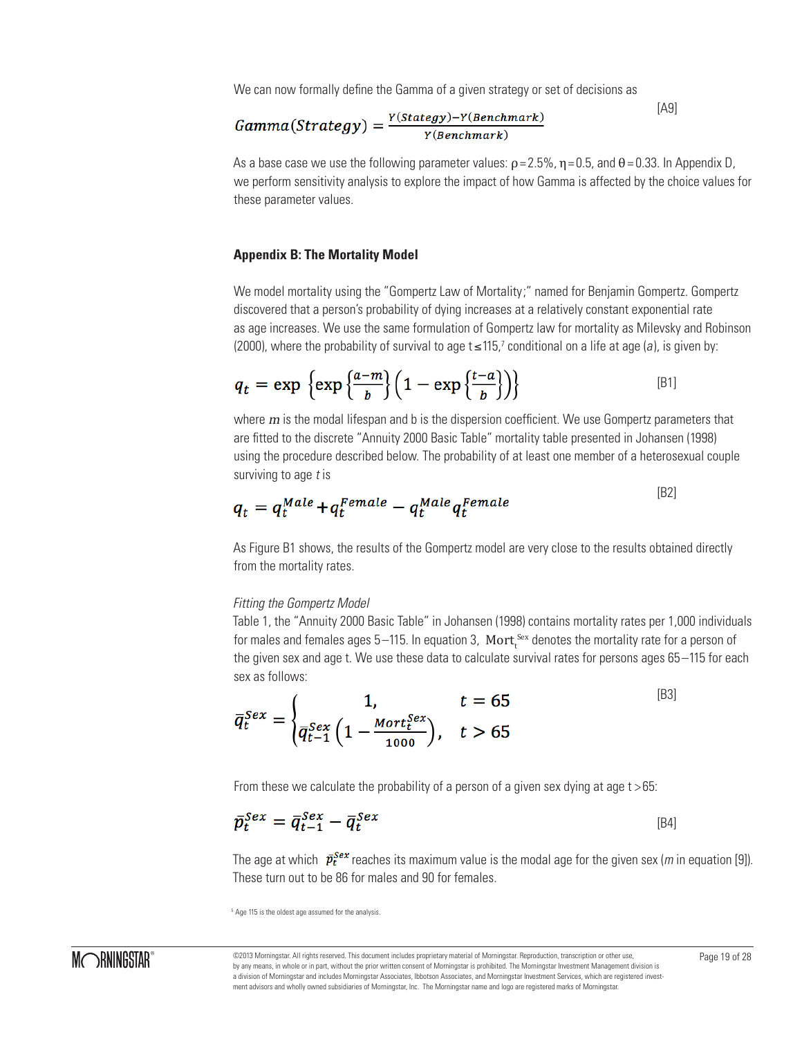We can now formally define the Gamma of a given strategy or set of decisions as

$$Gamma(Stategy) = \frac{Y(Stategy) - Y(Benchmark)}{Y(Benchmark)} \quad [A9]$$

As a base case we use the following parameter values: $\rho = 2.5\%$, $\eta = 0.5$, and $\theta = 0.33$. In Appendix D, we perform sensitivity analysis to explore the impact of how Gamma is affected by the choice values for these parameter values.

**Appendix B: The Mortality Model**

We model mortality using the "Gompertz Law of Mortality;" named for Benjamin Gompertz. Gompertz discovered that a person's probability of dying increases at a relatively constant exponential rate as age increases. We use the same formulation of Gompertz law for mortality as Milevsky and Robinson (2000), where the probability of survival to age $t \leq 115$,[7] conditional on a life at age ($a$), is given by:

$$q_t = \exp\left\{\exp\left\{\frac{a-m}{b}\right\}\left(1 - \exp\left\{\frac{t-a}{b}\right\}\right)\right\} \quad [B1]$$

where $m$ is the modal lifespan and b is the dispersion coefficient. We use Gompertz parameters that are fitted to the discrete "Annuity 2000 Basic Table" mortality table presented in Johansen (1998) using the procedure described below. The probability of at least one member of a heterosexual couple surviving to age $t$ is

$$q_t = q_t^{Male} + q_t^{Female} - q_t^{Male} q_t^{Female} \quad [B2]$$

As Figure B1 shows, the results of the Gompertz model are very close to the results obtained directly from the mortality rates.

*Fitting the Gompertz Model*

Table 1, the "Annuity 2000 Basic Table" in Johansen (1998) contains mortality rates per 1,000 individuals for males and females ages 5–115. In equation 3, $\text{Mort}_t^{\text{Sex}}$ denotes the mortality rate for a person of the given sex and age t. We use these data to calculate survival rates for persons ages 65–115 for each sex as follows:

$$\bar{q}_t^{Sex} = \begin{cases} 1, & t = 65 \\ \bar{q}_{t-1}^{Sex}\left(1 - \frac{Mort_t^{Sex}}{1000}\right), & t > 65 \end{cases} \quad [B3]$$

From these we calculate the probability of a person of a given sex dying at age $t > 65$:

$$\bar{p}_t^{Sex} = \bar{q}_{t-1}^{Sex} - \bar{q}_t^{Sex} \quad [B4]$$

The age at which $\bar{p}_t^{Sex}$ reaches its maximum value is the modal age for the given sex ($m$ in equation [9]). These turn out to be 86 for males and 90 for females.

[5] Age 115 is the oldest age assumed for the analysis.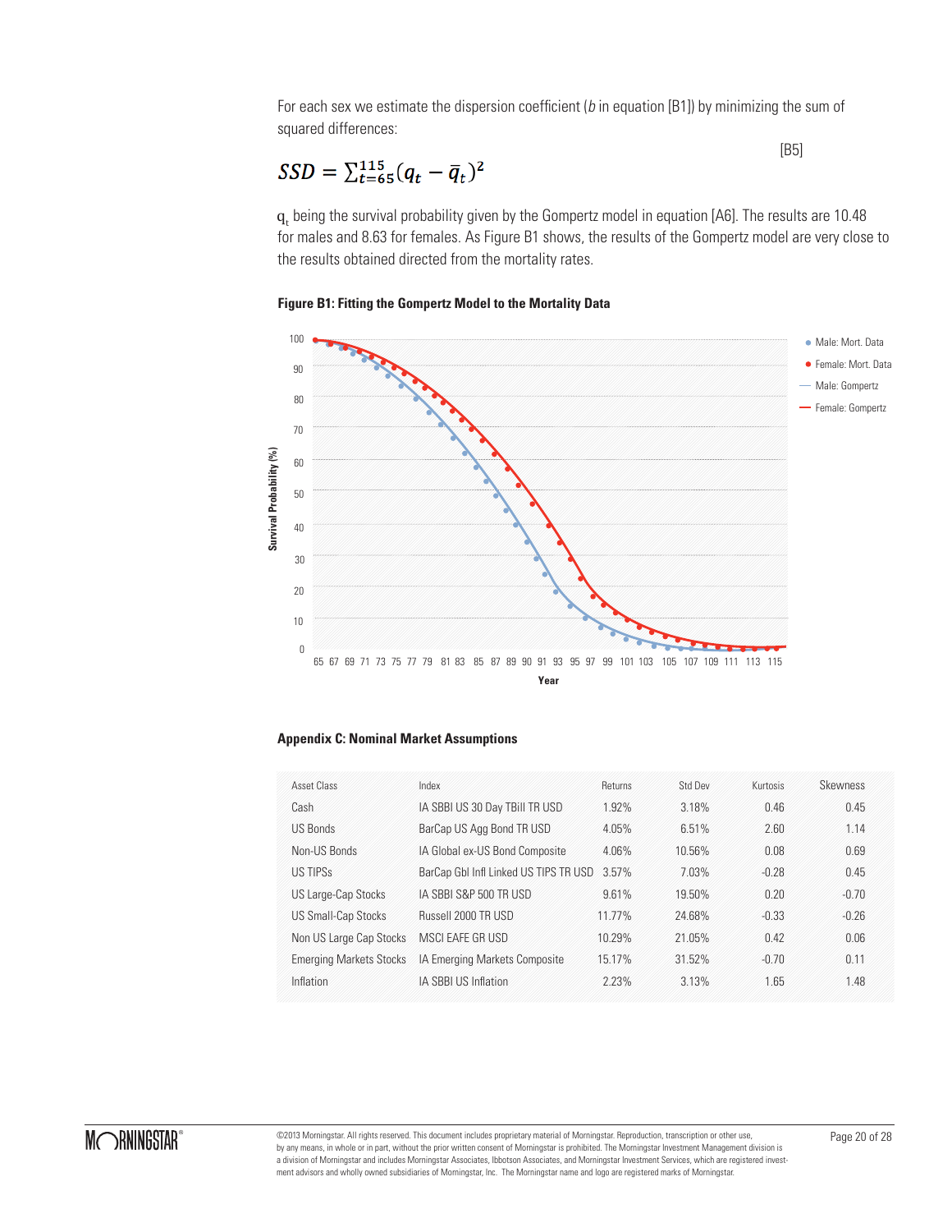For each sex we estimate the dispersion coefficient (*b* in equation [B1]) by minimizing the sum of squared differences:

$$SSD = \sum_{t=65}^{115} (q_t - \bar{q}_t)^2 \qquad [B5]$$

$q_t$ being the survival probability given by the Gompertz model in equation [A6]. The results are 10.48 for males and 8.63 for females. As Figure B1 shows, the results of the Gompertz model are very close to the results obtained directed from the mortality rates.

**Figure B1: Fitting the Gompertz Model to the Mortality Data**

## Appendix C: Nominal Market Assumptions

| Asset Class | Index | Returns | Std Dev | Kurtosis | Skewness |
|---|---|---|---|---|---|
| Cash | IA SBBI US 30 Day TBill TR USD | 1.92% | 3.18% | 0.46 | 0.45 |
| US Bonds | BarCap US Agg Bond TR USD | 4.05% | 6.51% | 2.60 | 1.14 |
| Non-US Bonds | IA Global ex-US Bond Composite | 4.06% | 10.56% | 0.08 | 0.69 |
| US TIPSs | BarCap Gbl Infl Linked US TIPS TR USD | 3.57% | 7.03% | -0.28 | 0.45 |
| US Large-Cap Stocks | IA SBBI S&P 500 TR USD | 9.61% | 19.50% | 0.20 | -0.70 |
| US Small-Cap Stocks | Russell 2000 TR USD | 11.77% | 24.68% | -0.33 | -0.26 |
| Non US Large Cap Stocks | MSCI EAFE GR USD | 10.29% | 21.05% | 0.42 | 0.06 |
| Emerging Markets Stocks | IA Emerging Markets Composite | 15.17% | 31.52% | -0.70 | 0.11 |
| Inflation | IA SBBI US Inflation | 2.23% | 3.13% | 1.65 | 1.48 |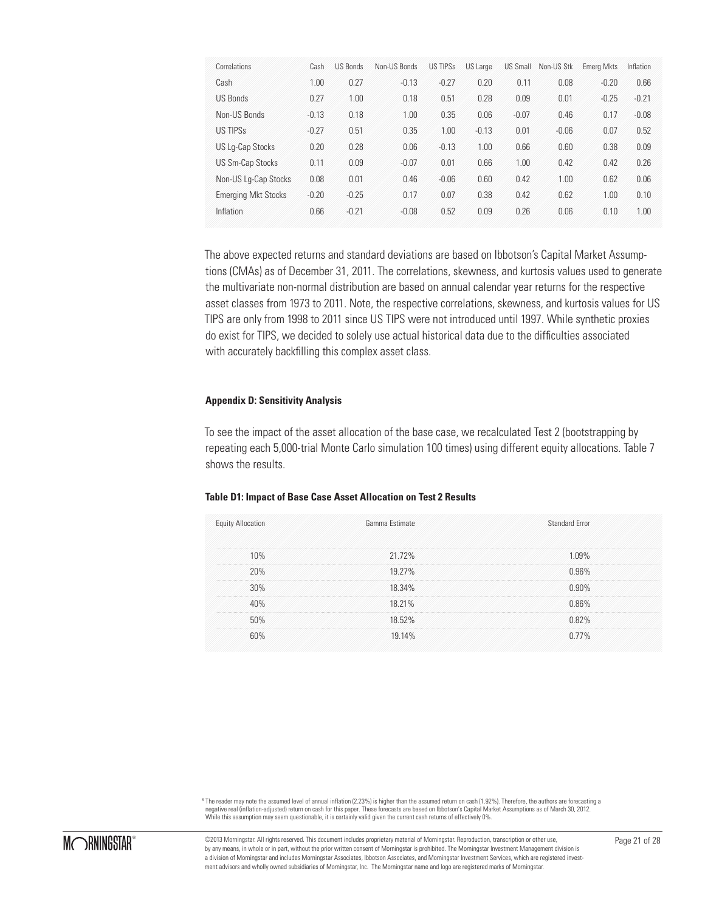| Correlations | Cash | US Bonds | Non-US Bonds | US TIPSs | US Large | US Small | Non-US Stk | Emerg Mkts | Inflation |
|---|---|---|---|---|---|---|---|---|---|
| Cash | 1.00 | 0.27 | -0.13 | -0.27 | 0.20 | 0.11 | 0.08 | -0.20 | 0.66 |
| US Bonds | 0.27 | 1.00 | 0.18 | 0.51 | 0.28 | 0.09 | 0.01 | -0.25 | -0.21 |
| Non-US Bonds | -0.13 | 0.18 | 1.00 | 0.35 | 0.06 | -0.07 | 0.46 | 0.17 | -0.08 |
| US TIPSs | -0.27 | 0.51 | 0.35 | 1.00 | -0.13 | 0.01 | -0.06 | 0.07 | 0.52 |
| US Lg-Cap Stocks | 0.20 | 0.28 | 0.06 | -0.13 | 1.00 | 0.66 | 0.60 | 0.38 | 0.09 |
| US Sm-Cap Stocks | 0.11 | 0.09 | -0.07 | 0.01 | 0.66 | 1.00 | 0.42 | 0.42 | 0.26 |
| Non-US Lg-Cap Stocks | 0.08 | 0.01 | 0.46 | -0.06 | 0.60 | 0.42 | 1.00 | 0.62 | 0.06 |
| Emerging Mkt Stocks | -0.20 | -0.25 | 0.17 | 0.07 | 0.38 | 0.42 | 0.62 | 1.00 | 0.10 |
| Inflation | 0.66 | -0.21 | -0.08 | 0.52 | 0.09 | 0.26 | 0.06 | 0.10 | 1.00 |

The above expected returns and standard deviations are based on Ibbotson's Capital Market Assumptions (CMAs) as of December 31, 2011. The correlations, skewness, and kurtosis values used to generate the multivariate non-normal distribution are based on annual calendar year returns for the respective asset classes from 1973 to 2011. Note, the respective correlations, skewness, and kurtosis values for US TIPS are only from 1998 to 2011 since US TIPS were not introduced until 1997. While synthetic proxies do exist for TIPS, we decided to solely use actual historical data due to the difficulties associated with accurately backfilling this complex asset class.

**Appendix D: Sensitivity Analysis**

To see the impact of the asset allocation of the base case, we recalculated Test 2 (bootstrapping by repeating each 5,000-trial Monte Carlo simulation 100 times) using different equity allocations. Table 7 shows the results.

**Table D1: Impact of Base Case Asset Allocation on Test 2 Results**

| Equity Allocation | Gamma Estimate | Standard Error |
|---|---|---|
| 10% | 21.72% | 1.09% |
| 20% | 19.27% | 0.96% |
| 30% | 18.34% | 0.90% |
| 40% | 18.21% | 0.86% |
| 50% | 18.52% | 0.82% |
| 60% | 19.14% | 0.77% |

[8] The reader may note the assumed level of annual inflation (2.23%) is higher than the assumed return on cash (1.92%). Therefore, the authors are forecasting a negative real (inflation-adjusted) return on cash for this paper. These forecasts are based on Ibbotson's Capital Market Assumptions as of March 30, 2012. While this assumption may seem questionable, it is certainly valid given the current cash returns of effectively 0%.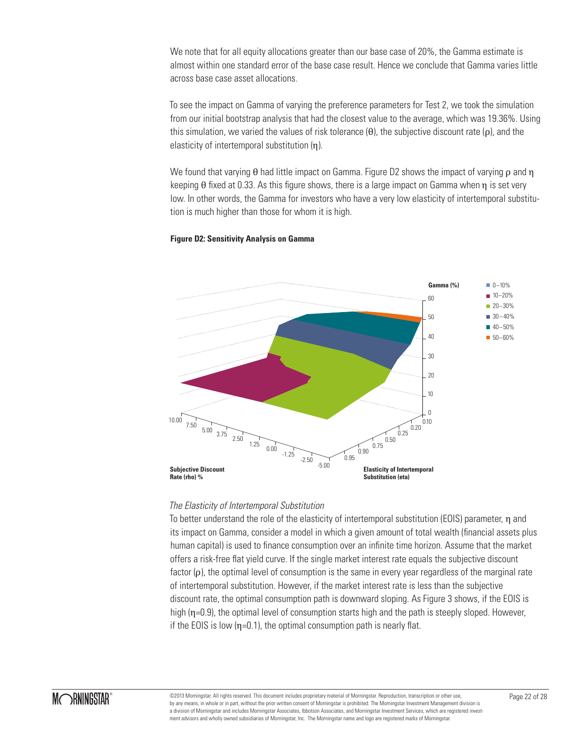We note that for all equity allocations greater than our base case of 20%, the Gamma estimate is almost within one standard error of the base case result. Hence we conclude that Gamma varies little across base case asset allocations.

To see the impact on Gamma of varying the preference parameters for Test 2, we took the simulation from our initial bootstrap analysis that had the closest value to the average, which was 19.36%. Using this simulation, we varied the values of risk tolerance ($\theta$), the subjective discount rate ($\rho$), and the elasticity of intertemporal substitution ($\eta$).

We found that varying $\theta$ had little impact on Gamma. Figure D2 shows the impact of varying $\rho$ and $\eta$ keeping $\theta$ fixed at 0.33. As this figure shows, there is a large impact on Gamma when $\eta$ is set very low. In other words, the Gamma for investors who have a very low elasticity of intertemporal substitution is much higher than those for whom it is high.

**Figure D2: Sensitivity Analysis on Gamma**

*The Elasticity of Intertemporal Substitution*

To better understand the role of the elasticity of intertemporal substitution (EOIS) parameter, $\eta$ and its impact on Gamma, consider a model in which a given amount of total wealth (financial assets plus human capital) is used to finance consumption over an infinite time horizon. Assume that the market offers a risk-free flat yield curve. If the single market interest rate equals the subjective discount factor ($\rho$), the optimal level of consumption is the same in every year regardless of the marginal rate of intertemporal substitution. However, if the market interest rate is less than the subjective discount rate, the optimal consumption path is downward sloping. As Figure 3 shows, if the EOIS is high ($\eta$=0.9), the optimal level of consumption starts high and the path is steeply sloped. However, if the EOIS is low ($\eta$=0.1), the optimal consumption path is nearly flat.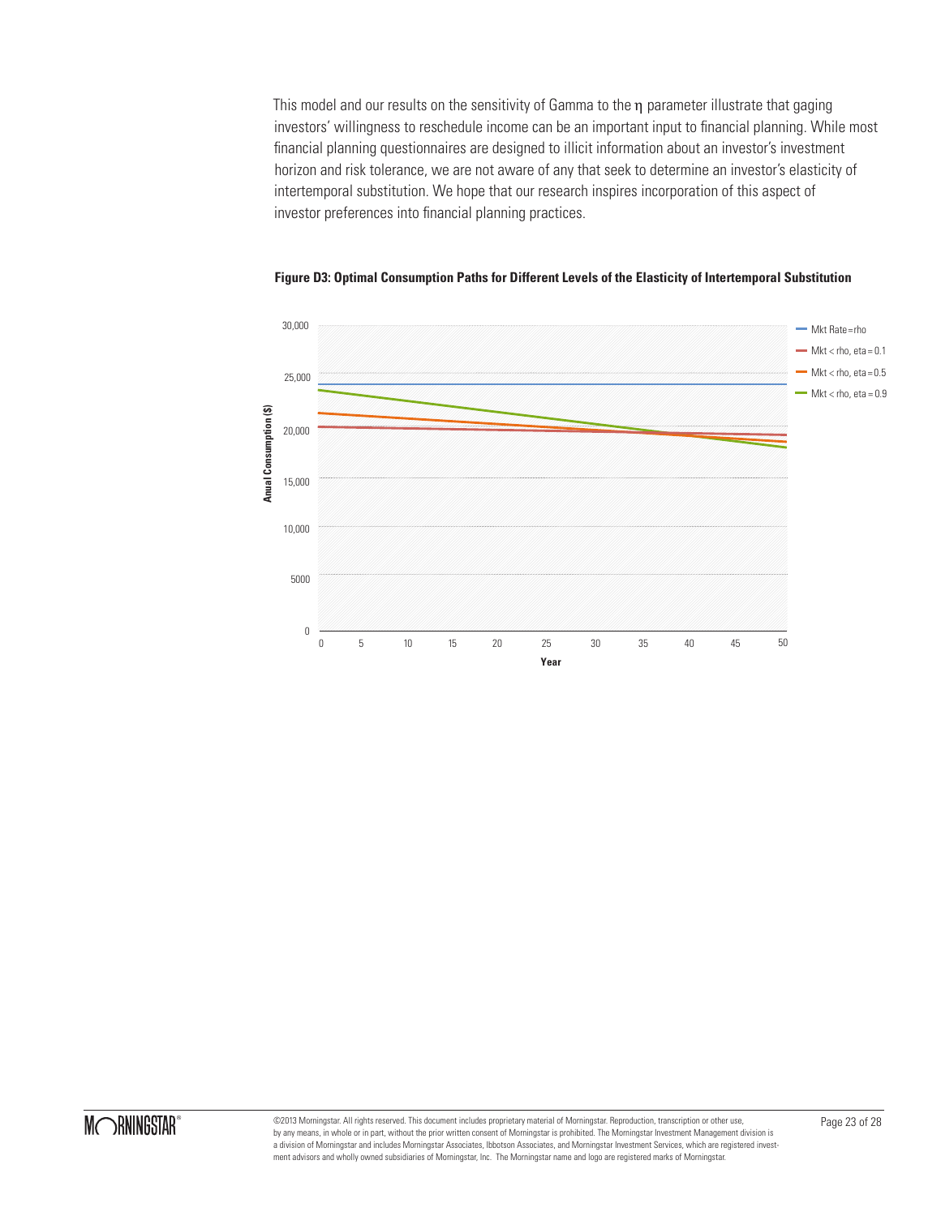This model and our results on the sensitivity of Gamma to the η parameter illustrate that gaging investors' willingness to reschedule income can be an important input to financial planning. While most financial planning questionnaires are designed to illicit information about an investor's investment horizon and risk tolerance, we are not aware of any that seek to determine an investor's elasticity of intertemporal substitution. We hope that our research inspires incorporation of this aspect of investor preferences into financial planning practices.

**Figure D3: Optimal Consumption Paths for Different Levels of the Elasticity of Intertemporal Substitution**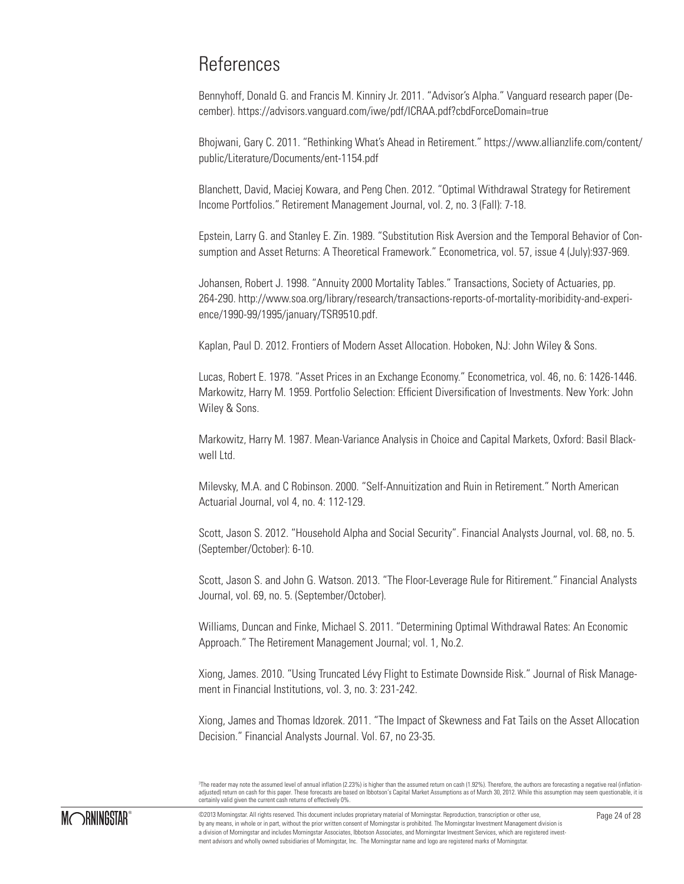# References

Bennyhoff, Donald G. and Francis M. Kinniry Jr. 2011. "Advisor's Alpha." Vanguard research paper (December). https://advisors.vanguard.com/iwe/pdf/ICRAA.pdf?cbdForceDomain=true

Bhojwani, Gary C. 2011. "Rethinking What's Ahead in Retirement." https://www.allianzlife.com/content/public/Literature/Documents/ent-1154.pdf

Blanchett, David, Maciej Kowara, and Peng Chen. 2012. "Optimal Withdrawal Strategy for Retirement Income Portfolios." Retirement Management Journal, vol. 2, no. 3 (Fall): 7-18.

Epstein, Larry G. and Stanley E. Zin. 1989. "Substitution Risk Aversion and the Temporal Behavior of Consumption and Asset Returns: A Theoretical Framework." Econometrica, vol. 57, issue 4 (July):937-969.

Johansen, Robert J. 1998. "Annuity 2000 Mortality Tables." Transactions, Society of Actuaries, pp. 264-290. http://www.soa.org/library/research/transactions-reports-of-mortality-moribidity-and-experience/1990-99/1995/january/TSR9510.pdf.

Kaplan, Paul D. 2012. Frontiers of Modern Asset Allocation. Hoboken, NJ: John Wiley & Sons.

Lucas, Robert E. 1978. "Asset Prices in an Exchange Economy." Econometrica, vol. 46, no. 6: 1426-1446.
Markowitz, Harry M. 1959. Portfolio Selection: Efficient Diversification of Investments. New York: John Wiley & Sons.

Markowitz, Harry M. 1987. Mean-Variance Analysis in Choice and Capital Markets, Oxford: Basil Blackwell Ltd.

Milevsky, M.A. and C Robinson. 2000. "Self-Annuitization and Ruin in Retirement." North American Actuarial Journal, vol 4, no. 4: 112-129.

Scott, Jason S. 2012. "Household Alpha and Social Security". Financial Analysts Journal, vol. 68, no. 5. (September/October): 6-10.

Scott, Jason S. and John G. Watson. 2013. "The Floor-Leverage Rule for Ritirement." Financial Analysts Journal, vol. 69, no. 5. (September/October).

Williams, Duncan and Finke, Michael S. 2011. "Determining Optimal Withdrawal Rates: An Economic Approach." The Retirement Management Journal; vol. 1, No.2.

Xiong, James. 2010. "Using Truncated Lévy Flight to Estimate Downside Risk." Journal of Risk Management in Financial Institutions, vol. 3, no. 3: 231-242.

Xiong, James and Thomas Idzorek. 2011. "The Impact of Skewness and Fat Tails on the Asset Allocation Decision." Financial Analysts Journal. Vol. 67, no 23-35.

[3]The reader may note the assumed level of annual inflation (2.23%) is higher than the assumed return on cash (1.92%). Therefore, the authors are forecasting a negative real (inflation-adjusted) return on cash for this paper. These forecasts are based on Ibbotson's Capital Market Assumptions as of March 30, 2012. While this assumption may seem questionable, it is certainly valid given the current cash returns of effectively 0%.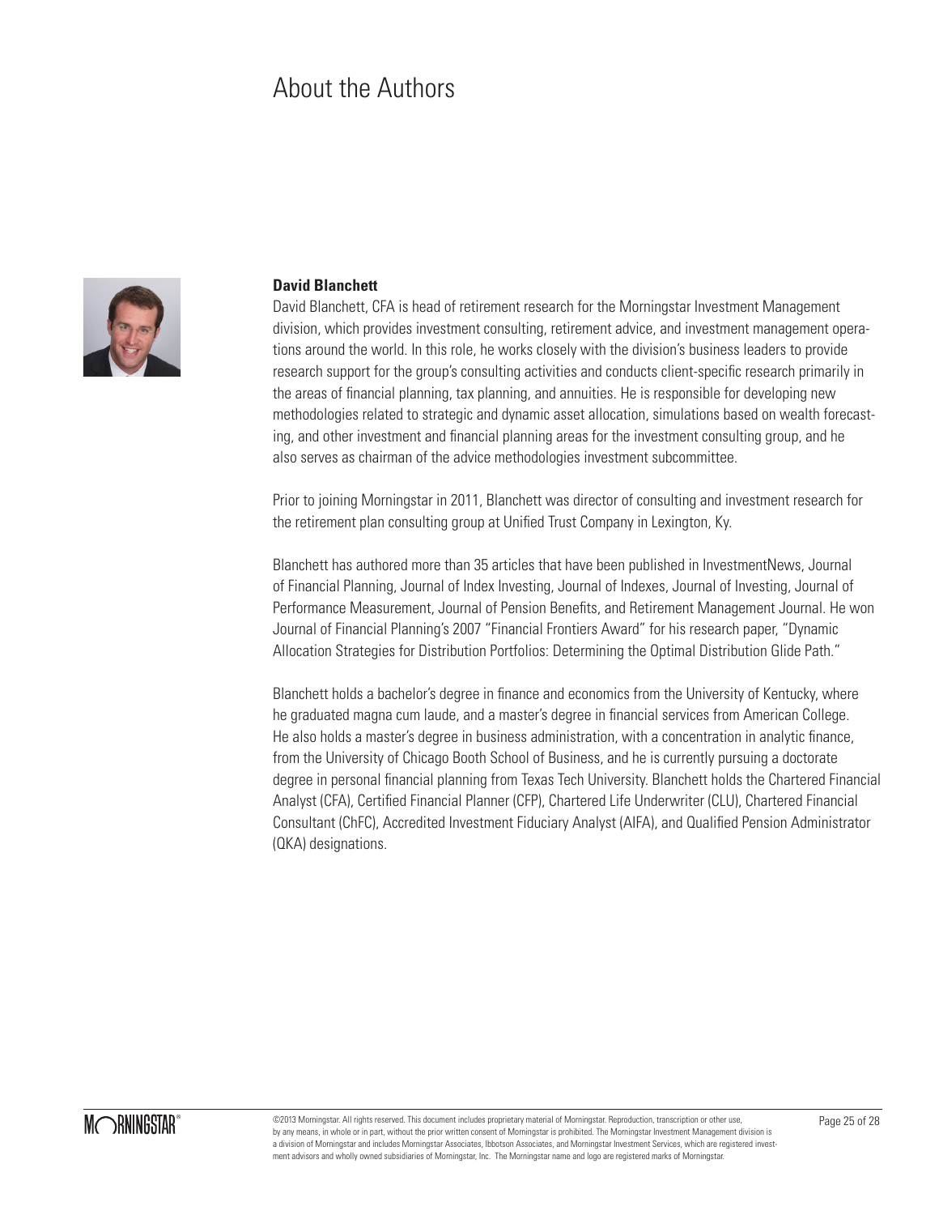# About the Authors

**David Blanchett**

David Blanchett, CFA is head of retirement research for the Morningstar Investment Management division, which provides investment consulting, retirement advice, and investment management operations around the world. In this role, he works closely with the division's business leaders to provide research support for the group's consulting activities and conducts client-specific research primarily in the areas of financial planning, tax planning, and annuities. He is responsible for developing new methodologies related to strategic and dynamic asset allocation, simulations based on wealth forecasting, and other investment and financial planning areas for the investment consulting group, and he also serves as chairman of the advice methodologies investment subcommittee.

Prior to joining Morningstar in 2011, Blanchett was director of consulting and investment research for the retirement plan consulting group at Unified Trust Company in Lexington, Ky.

Blanchett has authored more than 35 articles that have been published in InvestmentNews, Journal of Financial Planning, Journal of Index Investing, Journal of Indexes, Journal of Investing, Journal of Performance Measurement, Journal of Pension Benefits, and Retirement Management Journal. He won Journal of Financial Planning's 2007 "Financial Frontiers Award" for his research paper, "Dynamic Allocation Strategies for Distribution Portfolios: Determining the Optimal Distribution Glide Path."

Blanchett holds a bachelor's degree in finance and economics from the University of Kentucky, where he graduated magna cum laude, and a master's degree in financial services from American College. He also holds a master's degree in business administration, with a concentration in analytic finance, from the University of Chicago Booth School of Business, and he is currently pursuing a doctorate degree in personal financial planning from Texas Tech University. Blanchett holds the Chartered Financial Analyst (CFA), Certified Financial Planner (CFP), Chartered Life Underwriter (CLU), Chartered Financial Consultant (ChFC), Accredited Investment Fiduciary Analyst (AIFA), and Qualified Pension Administrator (QKA) designations.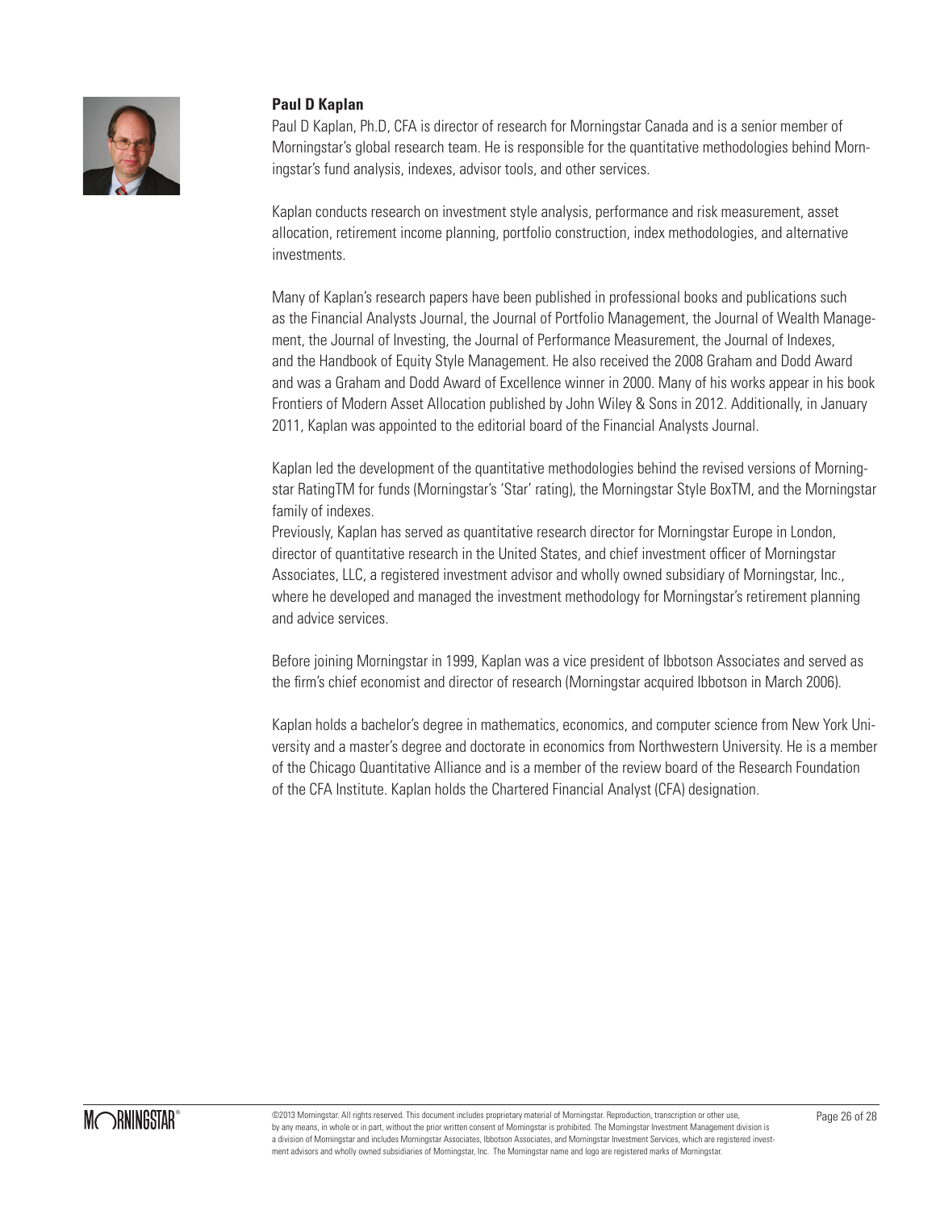**Paul D Kaplan**

Paul D Kaplan, Ph.D, CFA is director of research for Morningstar Canada and is a senior member of Morningstar's global research team. He is responsible for the quantitative methodologies behind Morningstar's fund analysis, indexes, advisor tools, and other services.

Kaplan conducts research on investment style analysis, performance and risk measurement, asset allocation, retirement income planning, portfolio construction, index methodologies, and alternative investments.

Many of Kaplan's research papers have been published in professional books and publications such as the Financial Analysts Journal, the Journal of Portfolio Management, the Journal of Wealth Management, the Journal of Investing, the Journal of Performance Measurement, the Journal of Indexes, and the Handbook of Equity Style Management. He also received the 2008 Graham and Dodd Award and was a Graham and Dodd Award of Excellence winner in 2000. Many of his works appear in his book Frontiers of Modern Asset Allocation published by John Wiley & Sons in 2012. Additionally, in January 2011, Kaplan was appointed to the editorial board of the Financial Analysts Journal.

Kaplan led the development of the quantitative methodologies behind the revised versions of Morningstar RatingTM for funds (Morningstar's 'Star' rating), the Morningstar Style BoxTM, and the Morningstar family of indexes.
Previously, Kaplan has served as quantitative research director for Morningstar Europe in London, director of quantitative research in the United States, and chief investment officer of Morningstar Associates, LLC, a registered investment advisor and wholly owned subsidiary of Morningstar, Inc., where he developed and managed the investment methodology for Morningstar's retirement planning and advice services.

Before joining Morningstar in 1999, Kaplan was a vice president of Ibbotson Associates and served as the firm's chief economist and director of research (Morningstar acquired Ibbotson in March 2006).

Kaplan holds a bachelor's degree in mathematics, economics, and computer science from New York University and a master's degree and doctorate in economics from Northwestern University. He is a member of the Chicago Quantitative Alliance and is a member of the review board of the Research Foundation of the CFA Institute. Kaplan holds the Chartered Financial Analyst (CFA) designation.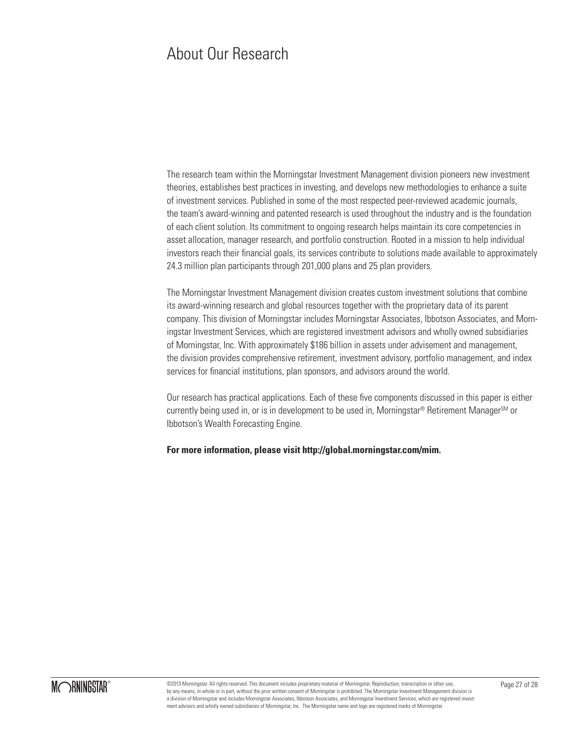# About Our Research

The research team within the Morningstar Investment Management division pioneers new investment theories, establishes best practices in investing, and develops new methodologies to enhance a suite of investment services. Published in some of the most respected peer-reviewed academic journals, the team's award-winning and patented research is used throughout the industry and is the foundation of each client solution. Its commitment to ongoing research helps maintain its core competencies in asset allocation, manager research, and portfolio construction. Rooted in a mission to help individual investors reach their financial goals, its services contribute to solutions made available to approximately 24.3 million plan participants through 201,000 plans and 25 plan providers.

The Morningstar Investment Management division creates custom investment solutions that combine its award-winning research and global resources together with the proprietary data of its parent company. This division of Morningstar includes Morningstar Associates, Ibbotson Associates, and Morningstar Investment Services, which are registered investment advisors and wholly owned subsidiaries of Morningstar, Inc. With approximately $186 billion in assets under advisement and management, the division provides comprehensive retirement, investment advisory, portfolio management, and index services for financial institutions, plan sponsors, and advisors around the world.

Our research has practical applications. Each of these five components discussed in this paper is either currently being used in, or is in development to be used in, Morningstar® Retirement Manager℠ or Ibbotson's Wealth Forecasting Engine.

**For more information, please visit http://global.morningstar.com/mim.**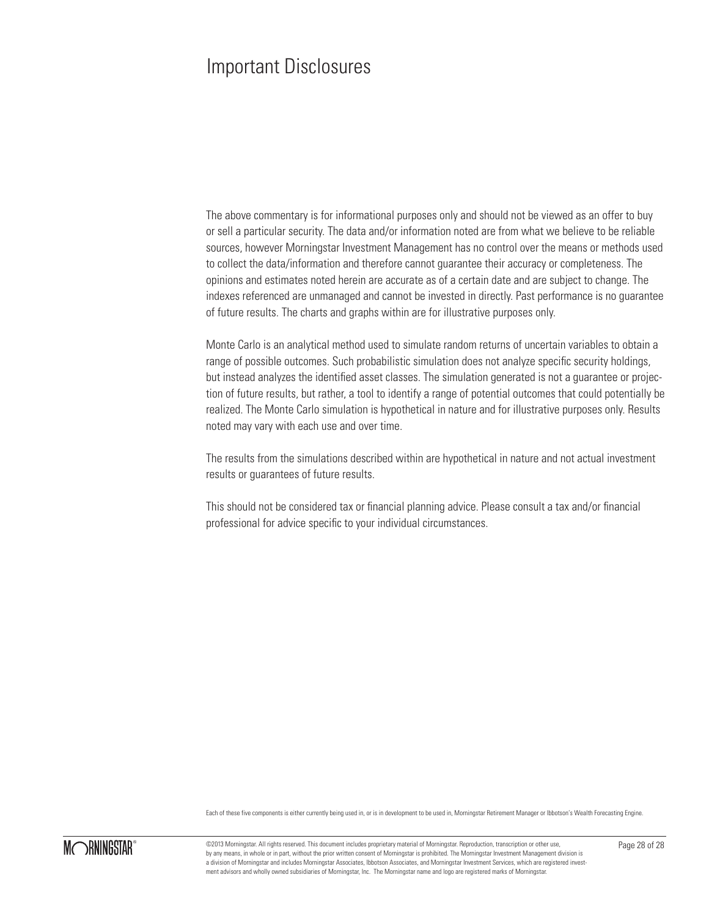# Important Disclosures

The above commentary is for informational purposes only and should not be viewed as an offer to buy or sell a particular security. The data and/or information noted are from what we believe to be reliable sources, however Morningstar Investment Management has no control over the means or methods used to collect the data/information and therefore cannot guarantee their accuracy or completeness. The opinions and estimates noted herein are accurate as of a certain date and are subject to change. The indexes referenced are unmanaged and cannot be invested in directly. Past performance is no guarantee of future results. The charts and graphs within are for illustrative purposes only.

Monte Carlo is an analytical method used to simulate random returns of uncertain variables to obtain a range of possible outcomes. Such probabilistic simulation does not analyze specific security holdings, but instead analyzes the identified asset classes. The simulation generated is not a guarantee or projection of future results, but rather, a tool to identify a range of potential outcomes that could potentially be realized. The Monte Carlo simulation is hypothetical in nature and for illustrative purposes only. Results noted may vary with each use and over time.

The results from the simulations described within are hypothetical in nature and not actual investment results or guarantees of future results.

This should not be considered tax or financial planning advice. Please consult a tax and/or financial professional for advice specific to your individual circumstances.

Each of these five components is either currently being used in, or is in development to be used in, Morningstar Retirement Manager or Ibbotson's Wealth Forecasting Engine.

©2013 Morningstar. All rights reserved. This document includes proprietary material of Morningstar. Reproduction, transcription or other use, by any means, in whole or in part, without the prior written consent of Morningstar is prohibited. The Morningstar Investment Management division is a division of Morningstar and includes Morningstar Associates, Ibbotson Associates, and Morningstar Investment Services, which are registered investment advisors and wholly owned subsidiaries of Morningstar, Inc. The Morningstar name and logo are registered marks of Morningstar.